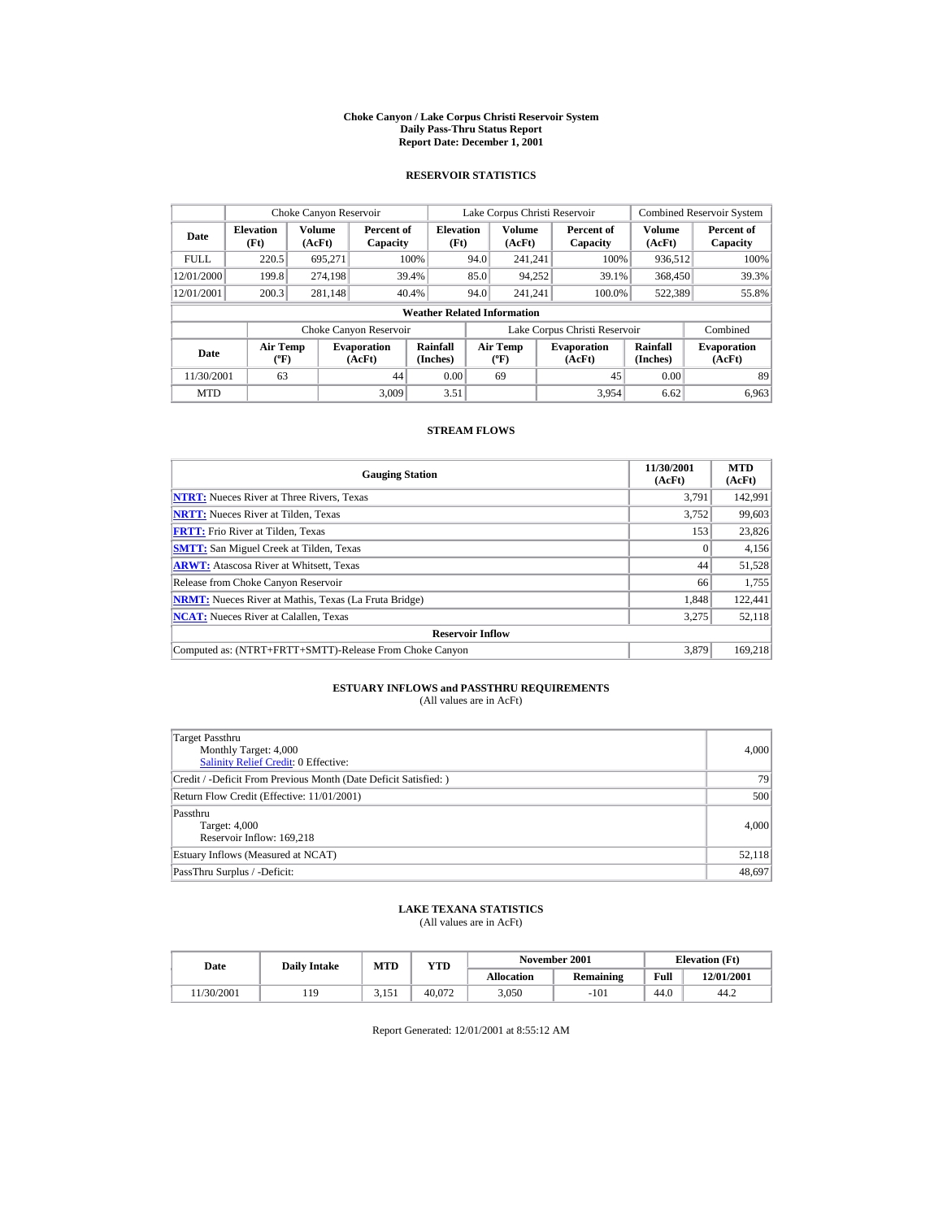# Choke Canyon / Lake Corpus Christi Reservoir System
## Daily Pass-Thru Status Report
## Report Date: December 1, 2001

### RESERVOIR STATISTICS

| Date | Choke Canyon Reservoir | | | Lake Corpus Christi Reservoir | | | Combined Reservoir System | |
|---|---|---|---|---|---|---|---|---|
| | Elevation (Ft) | Volume (AcFt) | Percent of Capacity | Elevation (Ft) | Volume (AcFt) | Percent of Capacity | Volume (AcFt) | Percent of Capacity |
| FULL | 220.5 | 695,271 | 100% | 94.0 | 241,241 | 100% | 936,512 | 100% |
| 12/01/2000 | 199.8 | 274,198 | 39.4% | 85.0 | 94,252 | 39.1% | 368,450 | 39.3% |
| 12/01/2001 | 200.3 | 281,148 | 40.4% | 94.0 | 241,241 | 100.0% | 522,389 | 55.8% |

**Weather Related Information**

| Date | Choke Canyon Reservoir | | | Lake Corpus Christi Reservoir | | | Combined |
|---|---|---|---|---|---|---|---|
| | Air Temp (ºF) | Evaporation (AcFt) | Rainfall (Inches) | Air Temp (ºF) | Evaporation (AcFt) | Rainfall (Inches) | Evaporation (AcFt) |
| 11/30/2001 | 63 | 44 | 0.00 | 69 | 45 | 0.00 | 89 |
| MTD | | 3,009 | 3.51 | | 3,954 | 6.62 | 6,963 |

### STREAM FLOWS

| Gauging Station | 11/30/2001 (AcFt) | MTD (AcFt) |
|---|---|---|
| NTRT: Nueces River at Three Rivers, Texas | 3,791 | 142,991 |
| NRTT: Nueces River at Tilden, Texas | 3,752 | 99,603 |
| FRTT: Frio River at Tilden, Texas | 153 | 23,826 |
| SMTT: San Miguel Creek at Tilden, Texas | 0 | 4,156 |
| ARWT: Atascosa River at Whitsett, Texas | 44 | 51,528 |
| Release from Choke Canyon Reservoir | 66 | 1,755 |
| NRMT: Nueces River at Mathis, Texas (La Fruta Bridge) | 1,848 | 122,441 |
| NCAT: Nueces River at Calallen, Texas | 3,275 | 52,118 |
| **Reservoir Inflow** | | |
| Computed as: (NTRT+FRTT+SMTT)-Release From Choke Canyon | 3,879 | 169,218 |

### ESTUARY INFLOWS and PASSTHRU REQUIREMENTS
(All values are in AcFt)

| | |
|---|---|
| Target Passthru<br>Monthly Target: 4,000<br>Salinity Relief Credit: 0 Effective: | 4,000 |
| Credit / -Deficit From Previous Month (Date Deficit Satisfied: ) | 79 |
| Return Flow Credit (Effective: 11/01/2001) | 500 |
| Passthru<br>Target: 4,000<br>Reservoir Inflow: 169,218 | 4,000 |
| Estuary Inflows (Measured at NCAT) | 52,118 |
| PassThru Surplus / -Deficit: | 48,697 |

### LAKE TEXANA STATISTICS
(All values are in AcFt)

| Date | Daily Intake | MTD | YTD | November 2001 | | Elevation (Ft) | |
|---|---|---|---|---|---|---|---|
| | | | | Allocation | Remaining | Full | 12/01/2001 |
| 11/30/2001 | 119 | 3,151 | 40,072 | 3,050 | -101 | 44.0 | 44.2 |

Report Generated: 12/01/2001 at 8:55:12 AM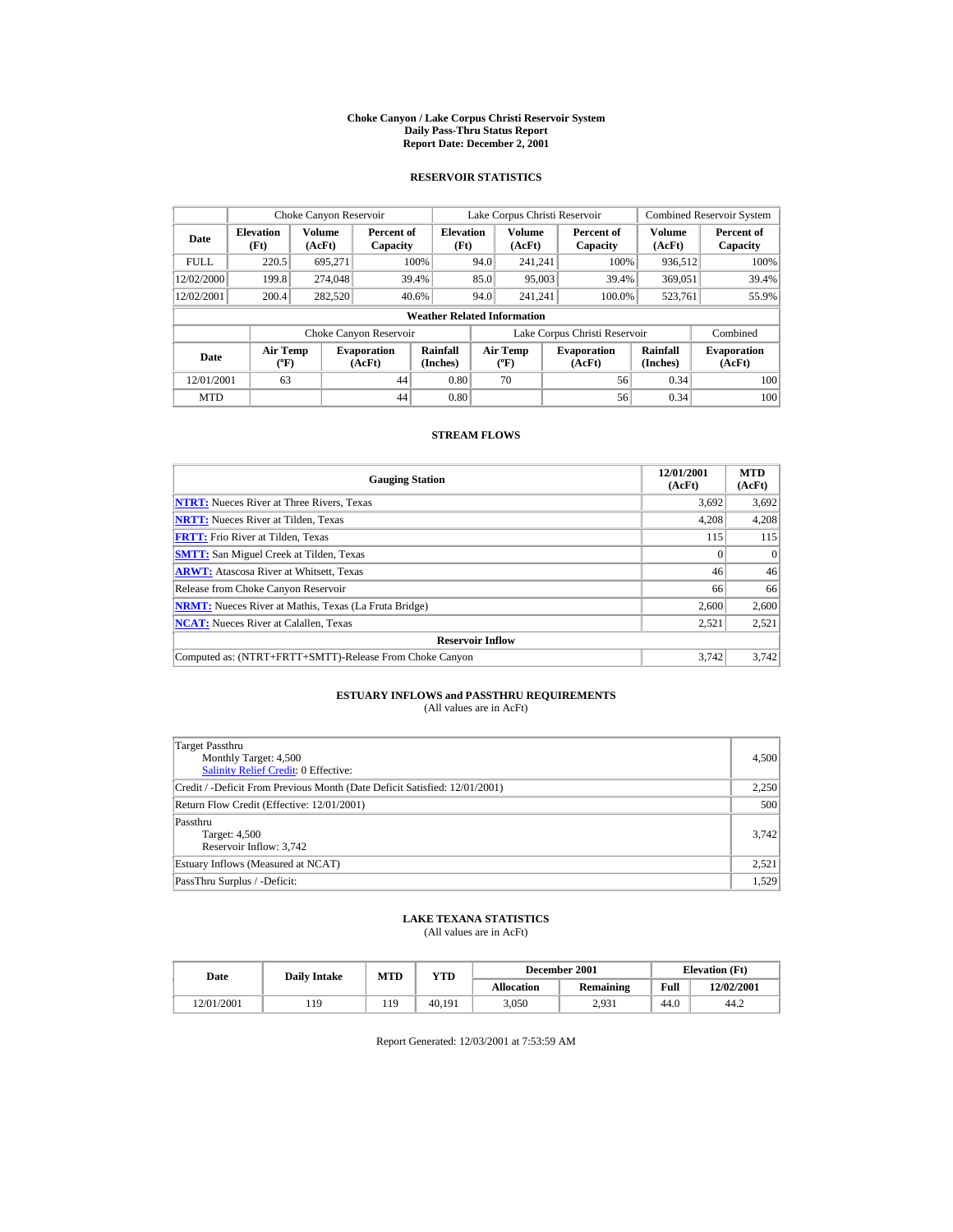# Choke Canyon / Lake Corpus Christi Reservoir System
## Daily Pass-Thru Status Report
## Report Date: December 2, 2001

### RESERVOIR STATISTICS

| Date | Choke Canyon Reservoir | | | Lake Corpus Christi Reservoir | | | Combined Reservoir System | |
|---|---|---|---|---|---|---|---|---|
| | Elevation (Ft) | Volume (AcFt) | Percent of Capacity | Elevation (Ft) | Volume (AcFt) | Percent of Capacity | Volume (AcFt) | Percent of Capacity |
| FULL | 220.5 | 695,271 | 100% | 94.0 | 241,241 | 100% | 936,512 | 100% |
| 12/02/2000 | 199.8 | 274,048 | 39.4% | 85.0 | 95,003 | 39.4% | 369,051 | 39.4% |
| 12/02/2001 | 200.4 | 282,520 | 40.6% | 94.0 | 241,241 | 100.0% | 523,761 | 55.9% |

**Weather Related Information**

| Date | Choke Canyon Reservoir | | | Lake Corpus Christi Reservoir | | | Combined |
|---|---|---|---|---|---|---|---|
| | Air Temp (ºF) | Evaporation (AcFt) | Rainfall (Inches) | Air Temp (ºF) | Evaporation (AcFt) | Rainfall (Inches) | Evaporation (AcFt) |
| 12/01/2001 | 63 | 44 | 0.80 | 70 | 56 | 0.34 | 100 |
| MTD | | 44 | 0.80 | | 56 | 0.34 | 100 |

### STREAM FLOWS

| Gauging Station | 12/01/2001 (AcFt) | MTD (AcFt) |
|---|---|---|
| NTRT: Nueces River at Three Rivers, Texas | 3,692 | 3,692 |
| NRTT: Nueces River at Tilden, Texas | 4,208 | 4,208 |
| FRTT: Frio River at Tilden, Texas | 115 | 115 |
| SMTT: San Miguel Creek at Tilden, Texas | 0 | 0 |
| ARWT: Atascosa River at Whitsett, Texas | 46 | 46 |
| Release from Choke Canyon Reservoir | 66 | 66 |
| NRMT: Nueces River at Mathis, Texas (La Fruta Bridge) | 2,600 | 2,600 |
| NCAT: Nueces River at Calallen, Texas | 2,521 | 2,521 |
| **Reservoir Inflow** | | |
| Computed as: (NTRT+FRTT+SMTT)-Release From Choke Canyon | 3,742 | 3,742 |

### ESTUARY INFLOWS and PASSTHRU REQUIREMENTS
(All values are in AcFt)

| | |
|---|---|
| Target Passthru<br>Monthly Target: 4,500<br>Salinity Relief Credit: 0 Effective: | 4,500 |
| Credit / -Deficit From Previous Month (Date Deficit Satisfied: 12/01/2001) | 2,250 |
| Return Flow Credit (Effective: 12/01/2001) | 500 |
| Passthru<br>Target: 4,500<br>Reservoir Inflow: 3,742 | 3,742 |
| Estuary Inflows (Measured at NCAT) | 2,521 |
| PassThru Surplus / -Deficit: | 1,529 |

### LAKE TEXANA STATISTICS
(All values are in AcFt)

| Date | Daily Intake | MTD | YTD | December 2001 | | Elevation (Ft) | |
|---|---|---|---|---|---|---|---|
| | | | | Allocation | Remaining | Full | 12/02/2001 |
| 12/01/2001 | 119 | 119 | 40,191 | 3,050 | 2,931 | 44.0 | 44.2 |

Report Generated: 12/03/2001 at 7:53:59 AM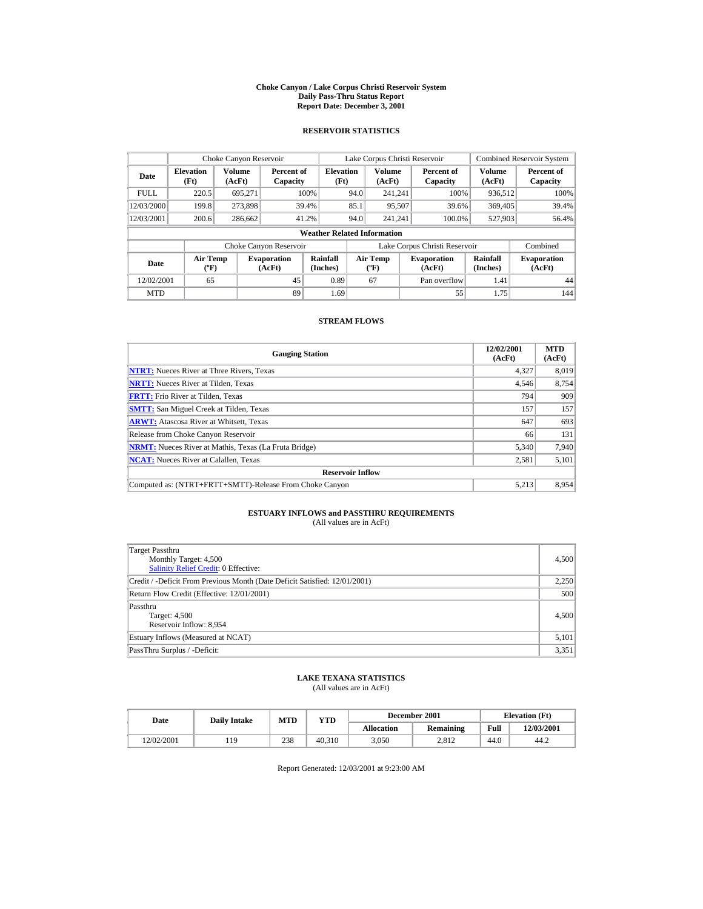# Choke Canyon / Lake Corpus Christi Reservoir System
## Daily Pass-Thru Status Report
### Report Date: December 3, 2001

## RESERVOIR STATISTICS

| | Choke Canyon Reservoir | | | Lake Corpus Christi Reservoir | | | Combined Reservoir System | |
|---|---|---|---|---|---|---|---|---|
| Date | Elevation (Ft) | Volume (AcFt) | Percent of Capacity | Elevation (Ft) | Volume (AcFt) | Percent of Capacity | Volume (AcFt) | Percent of Capacity |
| FULL | 220.5 | 695,271 | 100% | 94.0 | 241,241 | 100% | 936,512 | 100% |
| 12/03/2000 | 199.8 | 273,898 | 39.4% | 85.1 | 95,507 | 39.6% | 369,405 | 39.4% |
| 12/03/2001 | 200.6 | 286,662 | 41.2% | 94.0 | 241,241 | 100.0% | 527,903 | 56.4% |

**Weather Related Information**

| | Choke Canyon Reservoir | | | Lake Corpus Christi Reservoir | | | Combined |
|---|---|---|---|---|---|---|---|
| Date | Air Temp (ºF) | Evaporation (AcFt) | Rainfall (Inches) | Air Temp (ºF) | Evaporation (AcFt) | Rainfall (Inches) | Evaporation (AcFt) |
| 12/02/2001 | 65 | 45 | 0.89 | 67 | Pan overflow | 1.41 | 44 |
| MTD | | 89 | 1.69 | | 55 | 1.75 | 144 |

## STREAM FLOWS

| Gauging Station | 12/02/2001 (AcFt) | MTD (AcFt) |
|---|---|---|
| NTRT: Nueces River at Three Rivers, Texas | 4,327 | 8,019 |
| NRTT: Nueces River at Tilden, Texas | 4,546 | 8,754 |
| FRTT: Frio River at Tilden, Texas | 794 | 909 |
| SMTT: San Miguel Creek at Tilden, Texas | 157 | 157 |
| ARWT: Atascosa River at Whitsett, Texas | 647 | 693 |
| Release from Choke Canyon Reservoir | 66 | 131 |
| NRMT: Nueces River at Mathis, Texas (La Fruta Bridge) | 5,340 | 7,940 |
| NCAT: Nueces River at Calallen, Texas | 2,581 | 5,101 |
| **Reservoir Inflow** | | |
| Computed as: (NTRT+FRTT+SMTT)-Release From Choke Canyon | 5,213 | 8,954 |

## ESTUARY INFLOWS and PASSTHRU REQUIREMENTS
(All values are in AcFt)

| | |
|---|---|
| Target Passthru<br>Monthly Target: 4,500<br>Salinity Relief Credit: 0 Effective: | 4,500 |
| Credit / -Deficit From Previous Month (Date Deficit Satisfied: 12/01/2001) | 2,250 |
| Return Flow Credit (Effective: 12/01/2001) | 500 |
| Passthru<br>Target: 4,500<br>Reservoir Inflow: 8,954 | 4,500 |
| Estuary Inflows (Measured at NCAT) | 5,101 |
| PassThru Surplus / -Deficit: | 3,351 |

## LAKE TEXANA STATISTICS
(All values are in AcFt)

| Date | Daily Intake | MTD | YTD | December 2001 | | Elevation (Ft) | |
|---|---|---|---|---|---|---|---|
| | | | | Allocation | Remaining | Full | 12/03/2001 |
| 12/02/2001 | 119 | 238 | 40,310 | 3,050 | 2,812 | 44.0 | 44.2 |

Report Generated: 12/03/2001 at 9:23:00 AM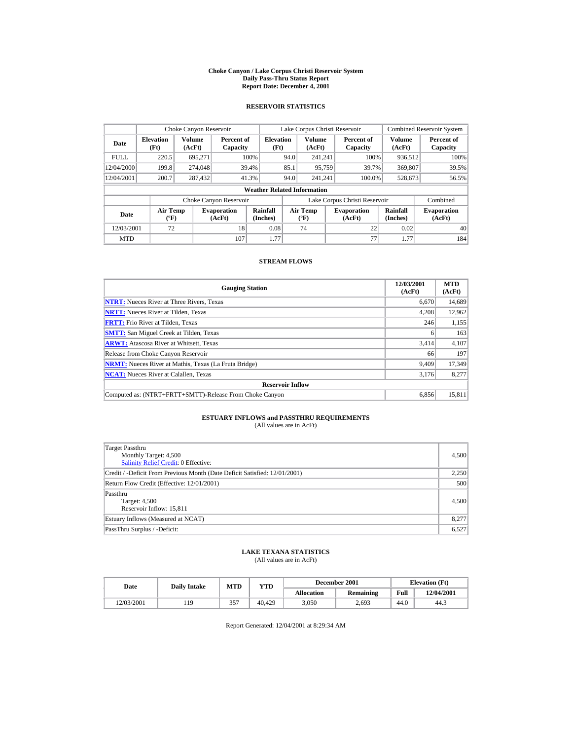# Choke Canyon / Lake Corpus Christi Reservoir System
## Daily Pass-Thru Status Report
## Report Date: December 4, 2001

### RESERVOIR STATISTICS

| Date | Choke Canyon Reservoir | | | Lake Corpus Christi Reservoir | | | Combined Reservoir System | |
|---|---|---|---|---|---|---|---|---|
| | Elevation (Ft) | Volume (AcFt) | Percent of Capacity | Elevation (Ft) | Volume (AcFt) | Percent of Capacity | Volume (AcFt) | Percent of Capacity |
| FULL | 220.5 | 695,271 | 100% | 94.0 | 241,241 | 100% | 936,512 | 100% |
| 12/04/2000 | 199.8 | 274,048 | 39.4% | 85.1 | 95,759 | 39.7% | 369,807 | 39.5% |
| 12/04/2001 | 200.7 | 287,432 | 41.3% | 94.0 | 241,241 | 100.0% | 528,673 | 56.5% |

**Weather Related Information**

| Date | Choke Canyon Reservoir | | | Lake Corpus Christi Reservoir | | | Combined |
|---|---|---|---|---|---|---|---|
| | Air Temp (ºF) | Evaporation (AcFt) | Rainfall (Inches) | Air Temp (ºF) | Evaporation (AcFt) | Rainfall (Inches) | Evaporation (AcFt) |
| 12/03/2001 | 72 | 18 | 0.08 | 74 | 22 | 0.02 | 40 |
| MTD | | 107 | 1.77 | | 77 | 1.77 | 184 |

### STREAM FLOWS

| Gauging Station | 12/03/2001 (AcFt) | MTD (AcFt) |
|---|---|---|
| NTRT: Nueces River at Three Rivers, Texas | 6,670 | 14,689 |
| NRTT: Nueces River at Tilden, Texas | 4,208 | 12,962 |
| FRTT: Frio River at Tilden, Texas | 246 | 1,155 |
| SMTT: San Miguel Creek at Tilden, Texas | 6 | 163 |
| ARWT: Atascosa River at Whitsett, Texas | 3,414 | 4,107 |
| Release from Choke Canyon Reservoir | 66 | 197 |
| NRMT: Nueces River at Mathis, Texas (La Fruta Bridge) | 9,409 | 17,349 |
| NCAT: Nueces River at Calallen, Texas | 3,176 | 8,277 |
| **Reservoir Inflow** | | |
| Computed as: (NTRT+FRTT+SMTT)-Release From Choke Canyon | 6,856 | 15,811 |

### ESTUARY INFLOWS and PASSTHRU REQUIREMENTS
(All values are in AcFt)

| | |
|---|---|
| Target Passthru<br>Monthly Target: 4,500<br>Salinity Relief Credit: 0 Effective: | 4,500 |
| Credit / -Deficit From Previous Month (Date Deficit Satisfied: 12/01/2001) | 2,250 |
| Return Flow Credit (Effective: 12/01/2001) | 500 |
| Passthru<br>Target: 4,500<br>Reservoir Inflow: 15,811 | 4,500 |
| Estuary Inflows (Measured at NCAT) | 8,277 |
| PassThru Surplus / -Deficit: | 6,527 |

### LAKE TEXANA STATISTICS
(All values are in AcFt)

| Date | Daily Intake | MTD | YTD | December 2001 | | Elevation (Ft) | |
|---|---|---|---|---|---|---|---|
| | | | | Allocation | Remaining | Full | 12/04/2001 |
| 12/03/2001 | 119 | 357 | 40,429 | 3,050 | 2,693 | 44.0 | 44.3 |

Report Generated: 12/04/2001 at 8:29:34 AM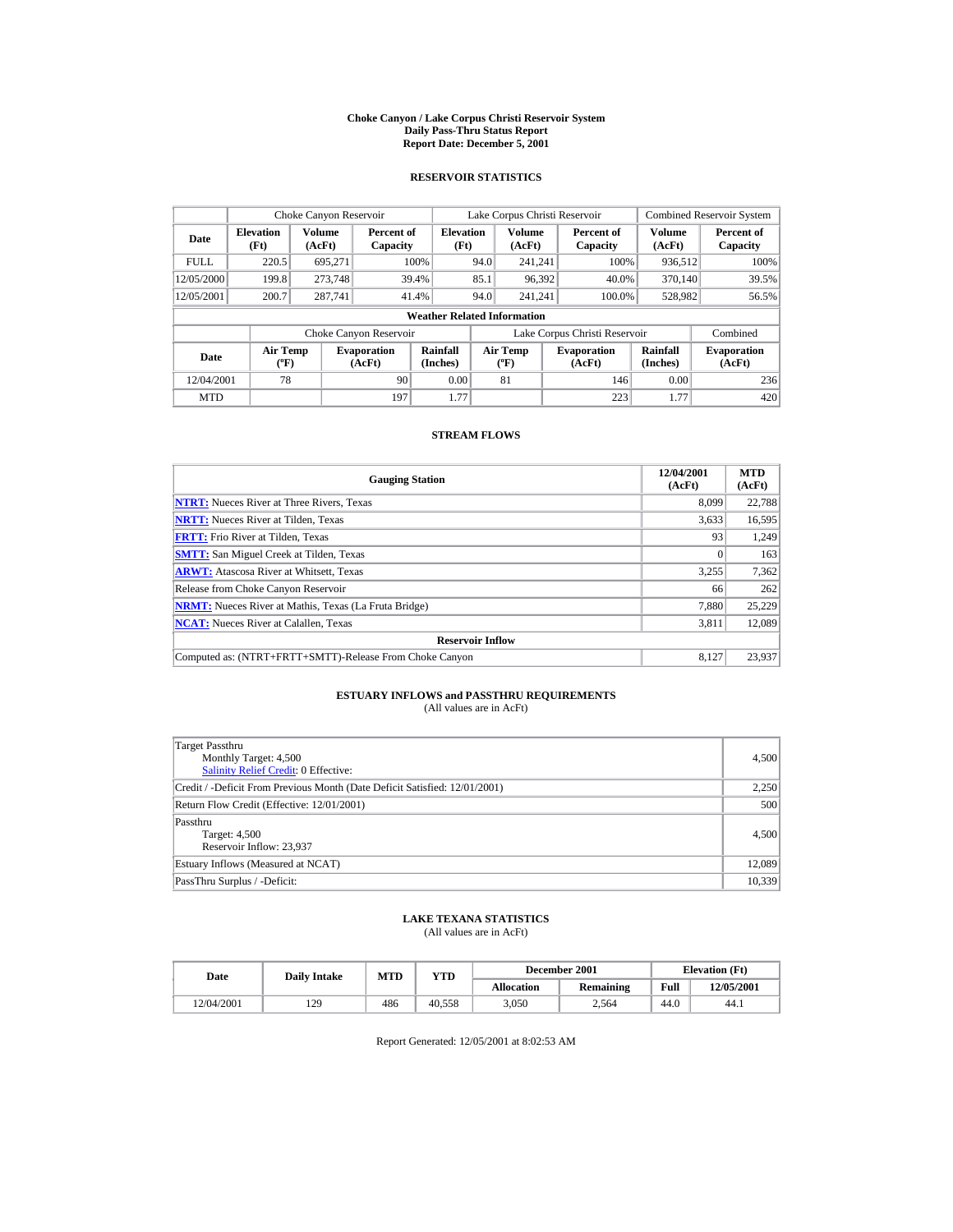# Choke Canyon / Lake Corpus Christi Reservoir System
## Daily Pass-Thru Status Report
### Report Date: December 5, 2001

## RESERVOIR STATISTICS

| Date | Choke Canyon Reservoir | | | Lake Corpus Christi Reservoir | | | Combined Reservoir System | |
|---|---|---|---|---|---|---|---|---|
| | Elevation (Ft) | Volume (AcFt) | Percent of Capacity | Elevation (Ft) | Volume (AcFt) | Percent of Capacity | Volume (AcFt) | Percent of Capacity |
| FULL | 220.5 | 695,271 | 100% | 94.0 | 241,241 | 100% | 936,512 | 100% |
| 12/05/2000 | 199.8 | 273,748 | 39.4% | 85.1 | 96,392 | 40.0% | 370,140 | 39.5% |
| 12/05/2001 | 200.7 | 287,741 | 41.4% | 94.0 | 241,241 | 100.0% | 528,982 | 56.5% |

**Weather Related Information**

| Date | Choke Canyon Reservoir | | | Lake Corpus Christi Reservoir | | | Combined |
|---|---|---|---|---|---|---|---|
| | Air Temp (ºF) | Evaporation (AcFt) | Rainfall (Inches) | Air Temp (ºF) | Evaporation (AcFt) | Rainfall (Inches) | Evaporation (AcFt) |
| 12/04/2001 | 78 | 90 | 0.00 | 81 | 146 | 0.00 | 236 |
| MTD | | 197 | 1.77 | | 223 | 1.77 | 420 |

## STREAM FLOWS

| Gauging Station | 12/04/2001 (AcFt) | MTD (AcFt) |
|---|---|---|
| **NTRT:** Nueces River at Three Rivers, Texas | 8,099 | 22,788 |
| **NRTT:** Nueces River at Tilden, Texas | 3,633 | 16,595 |
| **FRTT:** Frio River at Tilden, Texas | 93 | 1,249 |
| **SMTT:** San Miguel Creek at Tilden, Texas | 0 | 163 |
| **ARWT:** Atascosa River at Whitsett, Texas | 3,255 | 7,362 |
| Release from Choke Canyon Reservoir | 66 | 262 |
| **NRMT:** Nueces River at Mathis, Texas (La Fruta Bridge) | 7,880 | 25,229 |
| **NCAT:** Nueces River at Calallen, Texas | 3,811 | 12,089 |
| **Reservoir Inflow** | | |
| Computed as: (NTRT+FRTT+SMTT)-Release From Choke Canyon | 8,127 | 23,937 |

## ESTUARY INFLOWS and PASSTHRU REQUIREMENTS
(All values are in AcFt)

| | |
|---|---|
| Target Passthru<br>Monthly Target: 4,500<br>Salinity Relief Credit: 0 Effective: | 4,500 |
| Credit / -Deficit From Previous Month (Date Deficit Satisfied: 12/01/2001) | 2,250 |
| Return Flow Credit (Effective: 12/01/2001) | 500 |
| Passthru<br>Target: 4,500<br>Reservoir Inflow: 23,937 | 4,500 |
| Estuary Inflows (Measured at NCAT) | 12,089 |
| PassThru Surplus / -Deficit: | 10,339 |

## LAKE TEXANA STATISTICS
(All values are in AcFt)

| Date | Daily Intake | MTD | YTD | December 2001 | | Elevation (Ft) | |
|---|---|---|---|---|---|---|---|
| | | | | Allocation | Remaining | Full | 12/05/2001 |
| 12/04/2001 | 129 | 486 | 40,558 | 3,050 | 2,564 | 44.0 | 44.1 |

Report Generated: 12/05/2001 at 8:02:53 AM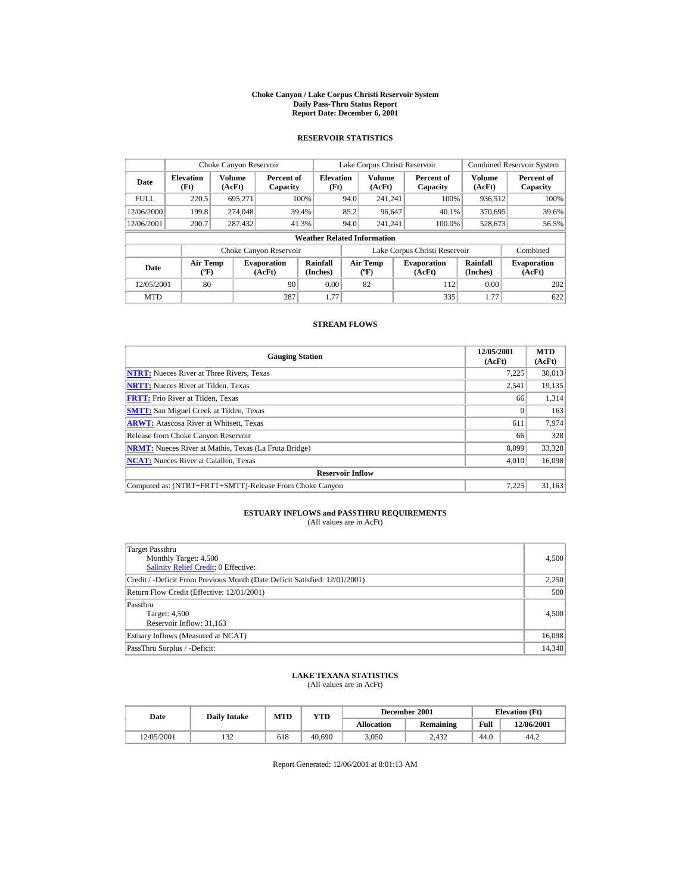# Choke Canyon / Lake Corpus Christi Reservoir System
## Daily Pass-Thru Status Report
## Report Date: December 6, 2001

### RESERVOIR STATISTICS

| | Choke Canyon Reservoir | | | Lake Corpus Christi Reservoir | | | Combined Reservoir System | |
|---|---|---|---|---|---|---|---|---|
| **Date** | **Elevation (Ft)** | **Volume (AcFt)** | **Percent of Capacity** | **Elevation (Ft)** | **Volume (AcFt)** | **Percent of Capacity** | **Volume (AcFt)** | **Percent of Capacity** |
| FULL | 220.5 | 695,271 | 100% | 94.0 | 241,241 | 100% | 936,512 | 100% |
| 12/06/2000 | 199.8 | 274,048 | 39.4% | 85.2 | 96,647 | 40.1% | 370,695 | 39.6% |
| 12/06/2001 | 200.7 | 287,432 | 41.3% | 94.0 | 241,241 | 100.0% | 528,673 | 56.5% |

**Weather Related Information**

| | Choke Canyon Reservoir | | | Lake Corpus Christi Reservoir | | | Combined |
|---|---|---|---|---|---|---|---|
| **Date** | **Air Temp (°F)** | **Evaporation (AcFt)** | **Rainfall (Inches)** | **Air Temp (°F)** | **Evaporation (AcFt)** | **Rainfall (Inches)** | **Evaporation (AcFt)** |
| 12/05/2001 | 80 | 90 | 0.00 | 82 | 112 | 0.00 | 202 |
| MTD | | 287 | 1.77 | | 335 | 1.77 | 622 |

### STREAM FLOWS

| Gauging Station | 12/05/2001 (AcFt) | MTD (AcFt) |
|---|---|---|
| NTRT: Nueces River at Three Rivers, Texas | 7,225 | 30,013 |
| NRTT: Nueces River at Tilden, Texas | 2,541 | 19,135 |
| FRTT: Frio River at Tilden, Texas | 66 | 1,314 |
| SMTT: San Miguel Creek at Tilden, Texas | 0 | 163 |
| ARWT: Atascosa River at Whitsett, Texas | 611 | 7,974 |
| Release from Choke Canyon Reservoir | 66 | 328 |
| NRMT: Nueces River at Mathis, Texas (La Fruta Bridge) | 8,099 | 33,328 |
| NCAT: Nueces River at Calallen, Texas | 4,010 | 16,098 |
| **Reservoir Inflow** | | |
| Computed as: (NTRT+FRTT+SMTT)-Release From Choke Canyon | 7,225 | 31,163 |

### ESTUARY INFLOWS and PASSTHRU REQUIREMENTS
(All values are in AcFt)

| | |
|---|---|
| Target Passthru<br>Monthly Target: 4,500<br>Salinity Relief Credit: 0 Effective: | 4,500 |
| Credit / -Deficit From Previous Month (Date Deficit Satisfied: 12/01/2001) | 2,250 |
| Return Flow Credit (Effective: 12/01/2001) | 500 |
| Passthru<br>Target: 4,500<br>Reservoir Inflow: 31,163 | 4,500 |
| Estuary Inflows (Measured at NCAT) | 16,098 |
| PassThru Surplus / -Deficit: | 14,348 |

### LAKE TEXANA STATISTICS
(All values are in AcFt)

| Date | Daily Intake | MTD | YTD | December 2001 | | Elevation (Ft) | |
|---|---|---|---|---|---|---|---|
| | | | | **Allocation** | **Remaining** | **Full** | **12/06/2001** |
| 12/05/2001 | 132 | 618 | 40,690 | 3,050 | 2,432 | 44.0 | 44.2 |

Report Generated: 12/06/2001 at 8:01:13 AM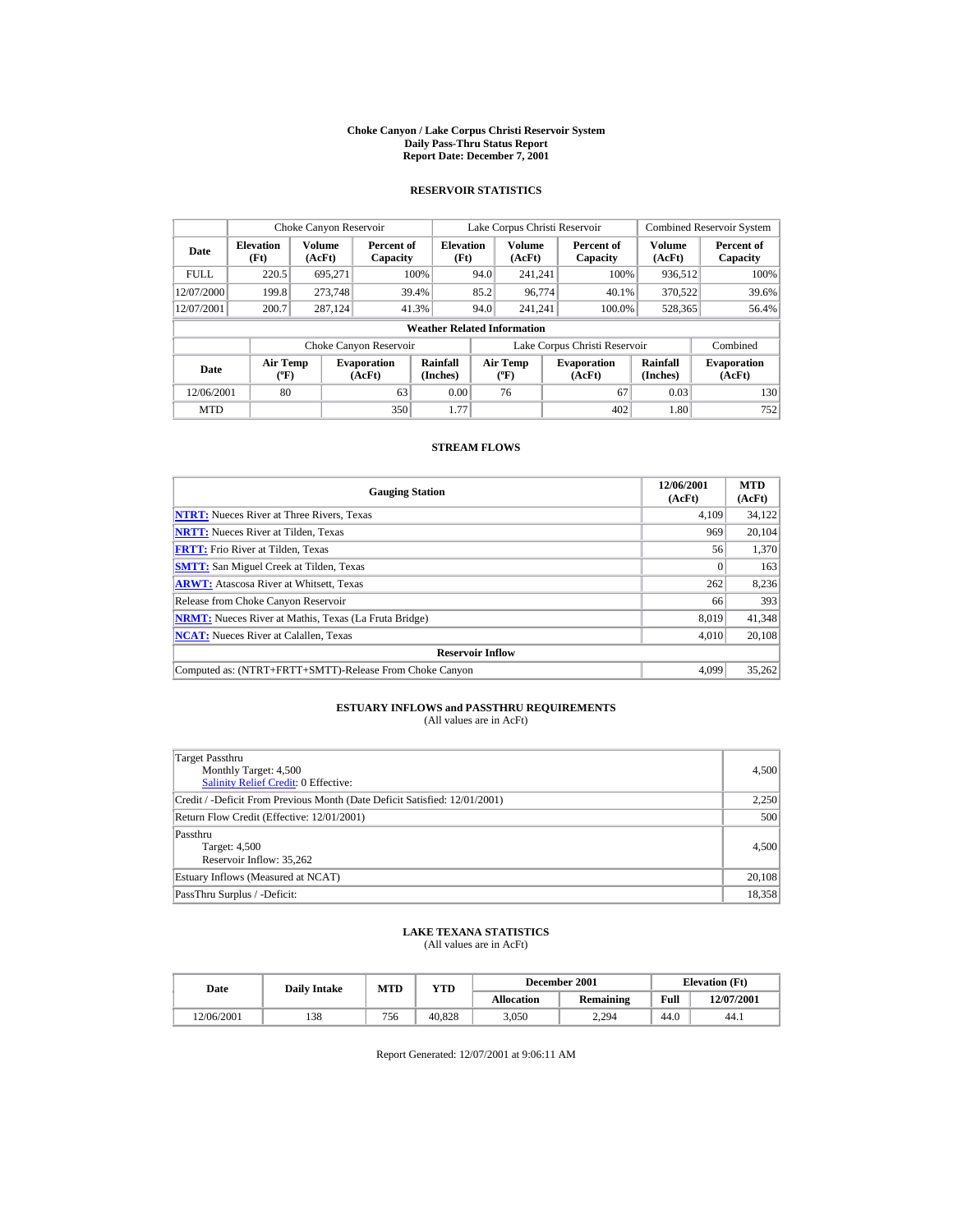# Choke Canyon / Lake Corpus Christi Reservoir System
## Daily Pass-Thru Status Report
### Report Date: December 7, 2001

## RESERVOIR STATISTICS

| | Choke Canyon Reservoir | | | Lake Corpus Christi Reservoir | | | Combined Reservoir System | |
|---|---|---|---|---|---|---|---|---|
| **Date** | **Elevation (Ft)** | **Volume (AcFt)** | **Percent of Capacity** | **Elevation (Ft)** | **Volume (AcFt)** | **Percent of Capacity** | **Volume (AcFt)** | **Percent of Capacity** |
| FULL | 220.5 | 695,271 | 100% | 94.0 | 241,241 | 100% | 936,512 | 100% |
| 12/07/2000 | 199.8 | 273,748 | 39.4% | 85.2 | 96,774 | 40.1% | 370,522 | 39.6% |
| 12/07/2001 | 200.7 | 287,124 | 41.3% | 94.0 | 241,241 | 100.0% | 528,365 | 56.4% |

**Weather Related Information**

| | Choke Canyon Reservoir | | | Lake Corpus Christi Reservoir | | | Combined |
|---|---|---|---|---|---|---|---|
| **Date** | **Air Temp (ºF)** | **Evaporation (AcFt)** | **Rainfall (Inches)** | **Air Temp (ºF)** | **Evaporation (AcFt)** | **Rainfall (Inches)** | **Evaporation (AcFt)** |
| 12/06/2001 | 80 | 63 | 0.00 | 76 | 67 | 0.03 | 130 |
| MTD | | 350 | 1.77 | | 402 | 1.80 | 752 |

## STREAM FLOWS

| Gauging Station | 12/06/2001 (AcFt) | MTD (AcFt) |
|---|---|---|
| NTRT: Nueces River at Three Rivers, Texas | 4,109 | 34,122 |
| NRTT: Nueces River at Tilden, Texas | 969 | 20,104 |
| FRTT: Frio River at Tilden, Texas | 56 | 1,370 |
| SMTT: San Miguel Creek at Tilden, Texas | 0 | 163 |
| ARWT: Atascosa River at Whitsett, Texas | 262 | 8,236 |
| Release from Choke Canyon Reservoir | 66 | 393 |
| NRMT: Nueces River at Mathis, Texas (La Fruta Bridge) | 8,019 | 41,348 |
| NCAT: Nueces River at Calallen, Texas | 4,010 | 20,108 |
| **Reservoir Inflow** | | |
| Computed as: (NTRT+FRTT+SMTT)-Release From Choke Canyon | 4,099 | 35,262 |

## ESTUARY INFLOWS and PASSTHRU REQUIREMENTS
(All values are in AcFt)

| | |
|---|---|
| Target Passthru<br>Monthly Target: 4,500<br>Salinity Relief Credit: 0 Effective: | 4,500 |
| Credit / -Deficit From Previous Month (Date Deficit Satisfied: 12/01/2001) | 2,250 |
| Return Flow Credit (Effective: 12/01/2001) | 500 |
| Passthru<br>Target: 4,500<br>Reservoir Inflow: 35,262 | 4,500 |
| Estuary Inflows (Measured at NCAT) | 20,108 |
| PassThru Surplus / -Deficit: | 18,358 |

## LAKE TEXANA STATISTICS
(All values are in AcFt)

| Date | Daily Intake | MTD | YTD | December 2001 | | Elevation (Ft) | |
|---|---|---|---|---|---|---|---|
| | | | | **Allocation** | **Remaining** | **Full** | **12/07/2001** |
| 12/06/2001 | 138 | 756 | 40,828 | 3,050 | 2,294 | 44.0 | 44.1 |

Report Generated: 12/07/2001 at 9:06:11 AM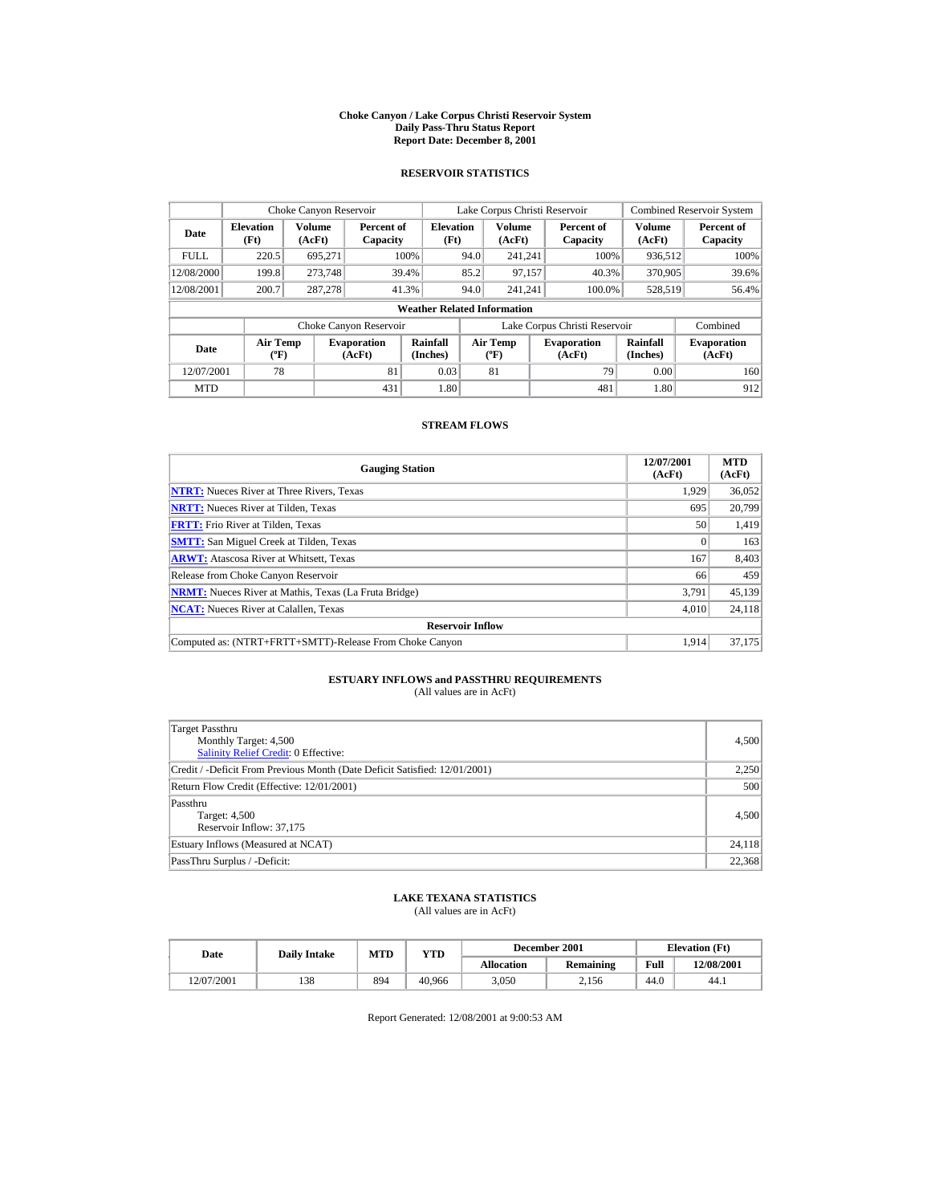# Choke Canyon / Lake Corpus Christi Reservoir System
## Daily Pass-Thru Status Report
## Report Date: December 8, 2001

### RESERVOIR STATISTICS

| Date | Choke Canyon Reservoir | | | Lake Corpus Christi Reservoir | | | Combined Reservoir System | |
|---|---|---|---|---|---|---|---|---|
| | Elevation (Ft) | Volume (AcFt) | Percent of Capacity | Elevation (Ft) | Volume (AcFt) | Percent of Capacity | Volume (AcFt) | Percent of Capacity |
| FULL | 220.5 | 695,271 | 100% | 94.0 | 241,241 | 100% | 936,512 | 100% |
| 12/08/2000 | 199.8 | 273,748 | 39.4% | 85.2 | 97,157 | 40.3% | 370,905 | 39.6% |
| 12/08/2001 | 200.7 | 287,278 | 41.3% | 94.0 | 241,241 | 100.0% | 528,519 | 56.4% |

**Weather Related Information**

| Date | Choke Canyon Reservoir | | | Lake Corpus Christi Reservoir | | | Combined |
|---|---|---|---|---|---|---|---|
| | Air Temp (ºF) | Evaporation (AcFt) | Rainfall (Inches) | Air Temp (ºF) | Evaporation (AcFt) | Rainfall (Inches) | Evaporation (AcFt) |
| 12/07/2001 | 78 | 81 | 0.03 | 81 | 79 | 0.00 | 160 |
| MTD | | 431 | 1.80 | | 481 | 1.80 | 912 |

### STREAM FLOWS

| Gauging Station | 12/07/2001 (AcFt) | MTD (AcFt) |
|---|---|---|
| NTRT: Nueces River at Three Rivers, Texas | 1,929 | 36,052 |
| NRTT: Nueces River at Tilden, Texas | 695 | 20,799 |
| FRTT: Frio River at Tilden, Texas | 50 | 1,419 |
| SMTT: San Miguel Creek at Tilden, Texas | 0 | 163 |
| ARWT: Atascosa River at Whitsett, Texas | 167 | 8,403 |
| Release from Choke Canyon Reservoir | 66 | 459 |
| NRMT: Nueces River at Mathis, Texas (La Fruta Bridge) | 3,791 | 45,139 |
| NCAT: Nueces River at Calallen, Texas | 4,010 | 24,118 |
| **Reservoir Inflow** | | |
| Computed as: (NTRT+FRTT+SMTT)-Release From Choke Canyon | 1,914 | 37,175 |

### ESTUARY INFLOWS and PASSTHRU REQUIREMENTS
(All values are in AcFt)

| | |
|---|---|
| Target Passthru<br>Monthly Target: 4,500<br>Salinity Relief Credit: 0 Effective: | 4,500 |
| Credit / -Deficit From Previous Month (Date Deficit Satisfied: 12/01/2001) | 2,250 |
| Return Flow Credit (Effective: 12/01/2001) | 500 |
| Passthru<br>Target: 4,500<br>Reservoir Inflow: 37,175 | 4,500 |
| Estuary Inflows (Measured at NCAT) | 24,118 |
| PassThru Surplus / -Deficit: | 22,368 |

### LAKE TEXANA STATISTICS
(All values are in AcFt)

| Date | Daily Intake | MTD | YTD | December 2001 | | Elevation (Ft) | |
|---|---|---|---|---|---|---|---|
| | | | | Allocation | Remaining | Full | 12/08/2001 |
| 12/07/2001 | 138 | 894 | 40,966 | 3,050 | 2,156 | 44.0 | 44.1 |

Report Generated: 12/08/2001 at 9:00:53 AM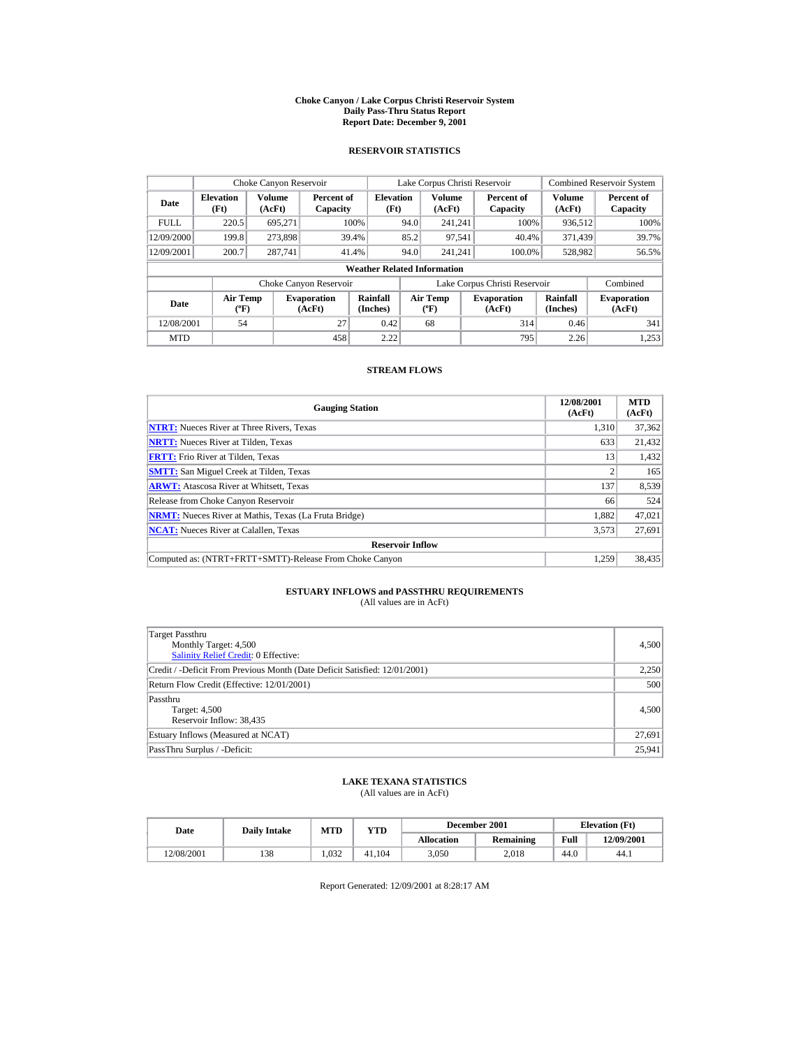# Choke Canyon / Lake Corpus Christi Reservoir System
## Daily Pass-Thru Status Report
## Report Date: December 9, 2001

### RESERVOIR STATISTICS

| Date | Choke Canyon Reservoir | | | Lake Corpus Christi Reservoir | | | Combined Reservoir System | |
|---|---|---|---|---|---|---|---|---|
| | Elevation (Ft) | Volume (AcFt) | Percent of Capacity | Elevation (Ft) | Volume (AcFt) | Percent of Capacity | Volume (AcFt) | Percent of Capacity |
| FULL | 220.5 | 695,271 | 100% | 94.0 | 241,241 | 100% | 936,512 | 100% |
| 12/09/2000 | 199.8 | 273,898 | 39.4% | 85.2 | 97,541 | 40.4% | 371,439 | 39.7% |
| 12/09/2001 | 200.7 | 287,741 | 41.4% | 94.0 | 241,241 | 100.0% | 528,982 | 56.5% |

**Weather Related Information**

| Date | Choke Canyon Reservoir | | | Lake Corpus Christi Reservoir | | | Combined |
|---|---|---|---|---|---|---|---|
| | Air Temp (ºF) | Evaporation (AcFt) | Rainfall (Inches) | Air Temp (ºF) | Evaporation (AcFt) | Rainfall (Inches) | Evaporation (AcFt) |
| 12/08/2001 | 54 | 27 | 0.42 | 68 | 314 | 0.46 | 341 |
| MTD | | 458 | 2.22 | | 795 | 2.26 | 1,253 |

### STREAM FLOWS

| Gauging Station | 12/08/2001 (AcFt) | MTD (AcFt) |
|---|---|---|
| **NTRT:** Nueces River at Three Rivers, Texas | 1,310 | 37,362 |
| **NRTT:** Nueces River at Tilden, Texas | 633 | 21,432 |
| **FRTT:** Frio River at Tilden, Texas | 13 | 1,432 |
| **SMTT:** San Miguel Creek at Tilden, Texas | 2 | 165 |
| **ARWT:** Atascosa River at Whitsett, Texas | 137 | 8,539 |
| Release from Choke Canyon Reservoir | 66 | 524 |
| **NRMT:** Nueces River at Mathis, Texas (La Fruta Bridge) | 1,882 | 47,021 |
| **NCAT:** Nueces River at Calallen, Texas | 3,573 | 27,691 |
| **Reservoir Inflow** | | |
| Computed as: (NTRT+FRTT+SMTT)-Release From Choke Canyon | 1,259 | 38,435 |

### ESTUARY INFLOWS and PASSTHRU REQUIREMENTS
(All values are in AcFt)

| | |
|---|---|
| Target Passthru<br>Monthly Target: 4,500<br>Salinity Relief Credit: 0 Effective: | 4,500 |
| Credit / -Deficit From Previous Month (Date Deficit Satisfied: 12/01/2001) | 2,250 |
| Return Flow Credit (Effective: 12/01/2001) | 500 |
| Passthru<br>Target: 4,500<br>Reservoir Inflow: 38,435 | 4,500 |
| Estuary Inflows (Measured at NCAT) | 27,691 |
| PassThru Surplus / -Deficit: | 25,941 |

### LAKE TEXANA STATISTICS
(All values are in AcFt)

| Date | Daily Intake | MTD | YTD | December 2001 | | Elevation (Ft) | |
|---|---|---|---|---|---|---|---|
| | | | | Allocation | Remaining | Full | 12/09/2001 |
| 12/08/2001 | 138 | 1,032 | 41,104 | 3,050 | 2,018 | 44.0 | 44.1 |

Report Generated: 12/09/2001 at 8:28:17 AM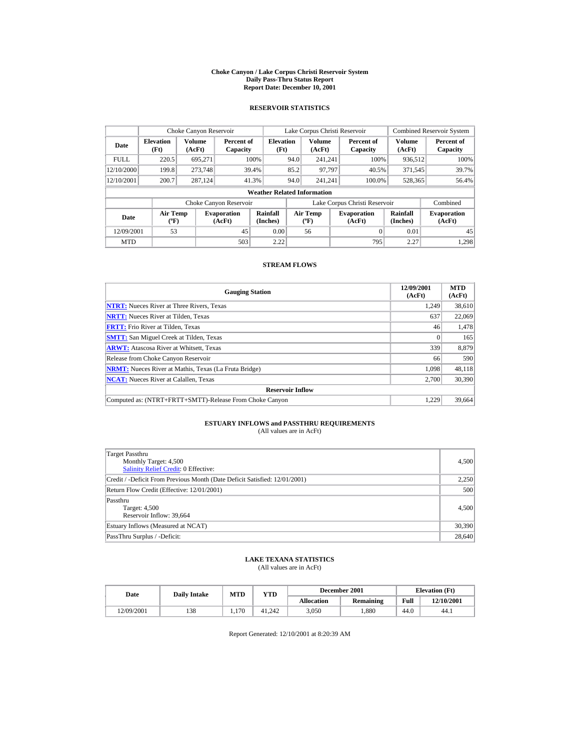# Choke Canyon / Lake Corpus Christi Reservoir System
## Daily Pass-Thru Status Report
## Report Date: December 10, 2001

### RESERVOIR STATISTICS

| Date | Choke Canyon Reservoir | | | Lake Corpus Christi Reservoir | | | Combined Reservoir System | |
|---|---|---|---|---|---|---|---|---|
| | Elevation (Ft) | Volume (AcFt) | Percent of Capacity | Elevation (Ft) | Volume (AcFt) | Percent of Capacity | Volume (AcFt) | Percent of Capacity |
| FULL | 220.5 | 695,271 | 100% | 94.0 | 241,241 | 100% | 936,512 | 100% |
| 12/10/2000 | 199.8 | 273,748 | 39.4% | 85.2 | 97,797 | 40.5% | 371,545 | 39.7% |
| 12/10/2001 | 200.7 | 287,124 | 41.3% | 94.0 | 241,241 | 100.0% | 528,365 | 56.4% |

**Weather Related Information**

| Date | Choke Canyon Reservoir | | | Lake Corpus Christi Reservoir | | | Combined |
|---|---|---|---|---|---|---|---|
| | Air Temp (ºF) | Evaporation (AcFt) | Rainfall (Inches) | Air Temp (ºF) | Evaporation (AcFt) | Rainfall (Inches) | Evaporation (AcFt) |
| 12/09/2001 | 53 | 45 | 0.00 | 56 | 0 | 0.01 | 45 |
| MTD | | 503 | 2.22 | | 795 | 2.27 | 1,298 |

### STREAM FLOWS

| Gauging Station | 12/09/2001 (AcFt) | MTD (AcFt) |
|---|---|---|
| NTRT: Nueces River at Three Rivers, Texas | 1,249 | 38,610 |
| NRTT: Nueces River at Tilden, Texas | 637 | 22,069 |
| FRTT: Frio River at Tilden, Texas | 46 | 1,478 |
| SMTT: San Miguel Creek at Tilden, Texas | 0 | 165 |
| ARWT: Atascosa River at Whitsett, Texas | 339 | 8,879 |
| Release from Choke Canyon Reservoir | 66 | 590 |
| NRMT: Nueces River at Mathis, Texas (La Fruta Bridge) | 1,098 | 48,118 |
| NCAT: Nueces River at Calallen, Texas | 2,700 | 30,390 |
| **Reservoir Inflow** | | |
| Computed as: (NTRT+FRTT+SMTT)-Release From Choke Canyon | 1,229 | 39,664 |

### ESTUARY INFLOWS and PASSTHRU REQUIREMENTS
(All values are in AcFt)

| | |
|---|---|
| Target Passthru<br>Monthly Target: 4,500<br>Salinity Relief Credit: 0 Effective: | 4,500 |
| Credit / -Deficit From Previous Month (Date Deficit Satisfied: 12/01/2001) | 2,250 |
| Return Flow Credit (Effective: 12/01/2001) | 500 |
| Passthru<br>Target: 4,500<br>Reservoir Inflow: 39,664 | 4,500 |
| Estuary Inflows (Measured at NCAT) | 30,390 |
| PassThru Surplus / -Deficit: | 28,640 |

### LAKE TEXANA STATISTICS
(All values are in AcFt)

| Date | Daily Intake | MTD | YTD | December 2001 | | Elevation (Ft) | |
|---|---|---|---|---|---|---|---|
| | | | | Allocation | Remaining | Full | 12/10/2001 |
| 12/09/2001 | 138 | 1,170 | 41,242 | 3,050 | 1,880 | 44.0 | 44.1 |

Report Generated: 12/10/2001 at 8:20:39 AM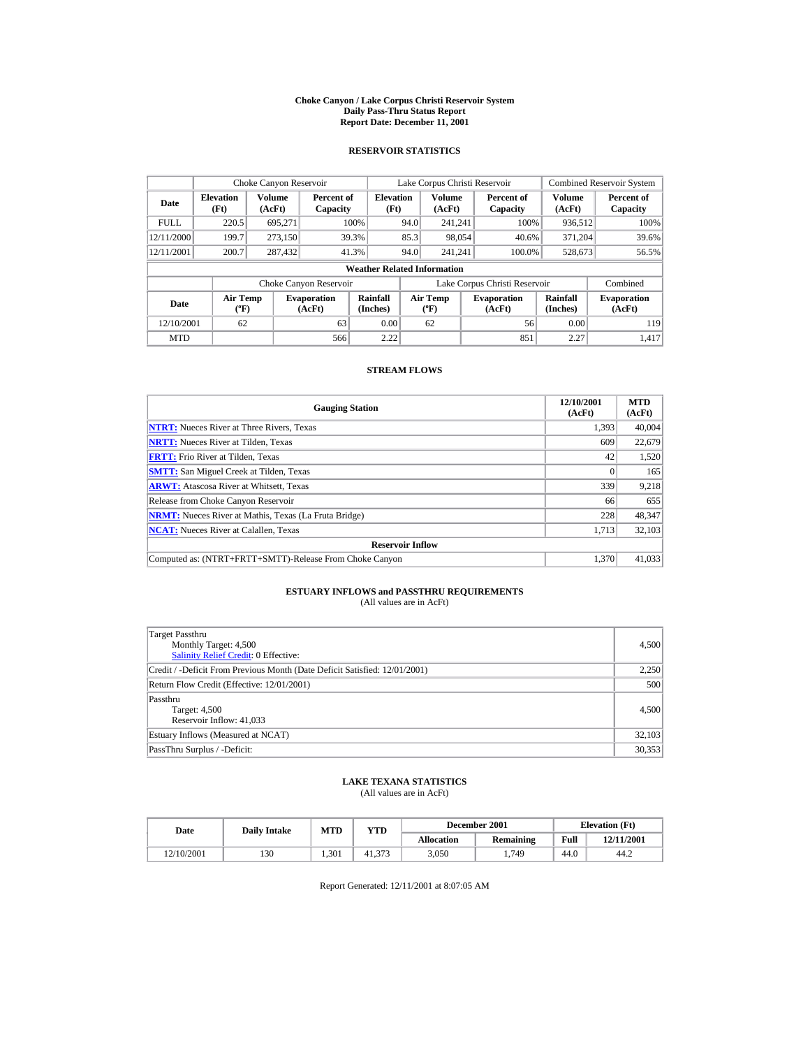# Choke Canyon / Lake Corpus Christi Reservoir System
## Daily Pass-Thru Status Report
## Report Date: December 11, 2001

### RESERVOIR STATISTICS

| Date | Choke Canyon Reservoir | | | Lake Corpus Christi Reservoir | | | Combined Reservoir System | |
|---|---|---|---|---|---|---|---|---|
| | Elevation (Ft) | Volume (AcFt) | Percent of Capacity | Elevation (Ft) | Volume (AcFt) | Percent of Capacity | Volume (AcFt) | Percent of Capacity |
| FULL | 220.5 | 695,271 | 100% | 94.0 | 241,241 | 100% | 936,512 | 100% |
| 12/11/2000 | 199.7 | 273,150 | 39.3% | 85.3 | 98,054 | 40.6% | 371,204 | 39.6% |
| 12/11/2001 | 200.7 | 287,432 | 41.3% | 94.0 | 241,241 | 100.0% | 528,673 | 56.5% |

**Weather Related Information**

| Date | Choke Canyon Reservoir | | | Lake Corpus Christi Reservoir | | | Combined |
|---|---|---|---|---|---|---|---|
| | Air Temp (ºF) | Evaporation (AcFt) | Rainfall (Inches) | Air Temp (ºF) | Evaporation (AcFt) | Rainfall (Inches) | Evaporation (AcFt) |
| 12/10/2001 | 62 | 63 | 0.00 | 62 | 56 | 0.00 | 119 |
| MTD | | 566 | 2.22 | | 851 | 2.27 | 1,417 |

### STREAM FLOWS

| Gauging Station | 12/10/2001 (AcFt) | MTD (AcFt) |
|---|---|---|
| NTRT: Nueces River at Three Rivers, Texas | 1,393 | 40,004 |
| NRTT: Nueces River at Tilden, Texas | 609 | 22,679 |
| FRTT: Frio River at Tilden, Texas | 42 | 1,520 |
| SMTT: San Miguel Creek at Tilden, Texas | 0 | 165 |
| ARWT: Atascosa River at Whitsett, Texas | 339 | 9,218 |
| Release from Choke Canyon Reservoir | 66 | 655 |
| NRMT: Nueces River at Mathis, Texas (La Fruta Bridge) | 228 | 48,347 |
| NCAT: Nueces River at Calallen, Texas | 1,713 | 32,103 |
| **Reservoir Inflow** | | |
| Computed as: (NTRT+FRTT+SMTT)-Release From Choke Canyon | 1,370 | 41,033 |

### ESTUARY INFLOWS and PASSTHRU REQUIREMENTS
(All values are in AcFt)

| | |
|---|---|
| Target Passthru<br>Monthly Target: 4,500<br>Salinity Relief Credit: 0 Effective: | 4,500 |
| Credit / -Deficit From Previous Month (Date Deficit Satisfied: 12/01/2001) | 2,250 |
| Return Flow Credit (Effective: 12/01/2001) | 500 |
| Passthru<br>Target: 4,500<br>Reservoir Inflow: 41,033 | 4,500 |
| Estuary Inflows (Measured at NCAT) | 32,103 |
| PassThru Surplus / -Deficit: | 30,353 |

### LAKE TEXANA STATISTICS
(All values are in AcFt)

| Date | Daily Intake | MTD | YTD | December 2001 | | Elevation (Ft) | |
|---|---|---|---|---|---|---|---|
| | | | | Allocation | Remaining | Full | 12/11/2001 |
| 12/10/2001 | 130 | 1,301 | 41,373 | 3,050 | 1,749 | 44.0 | 44.2 |

Report Generated: 12/11/2001 at 8:07:05 AM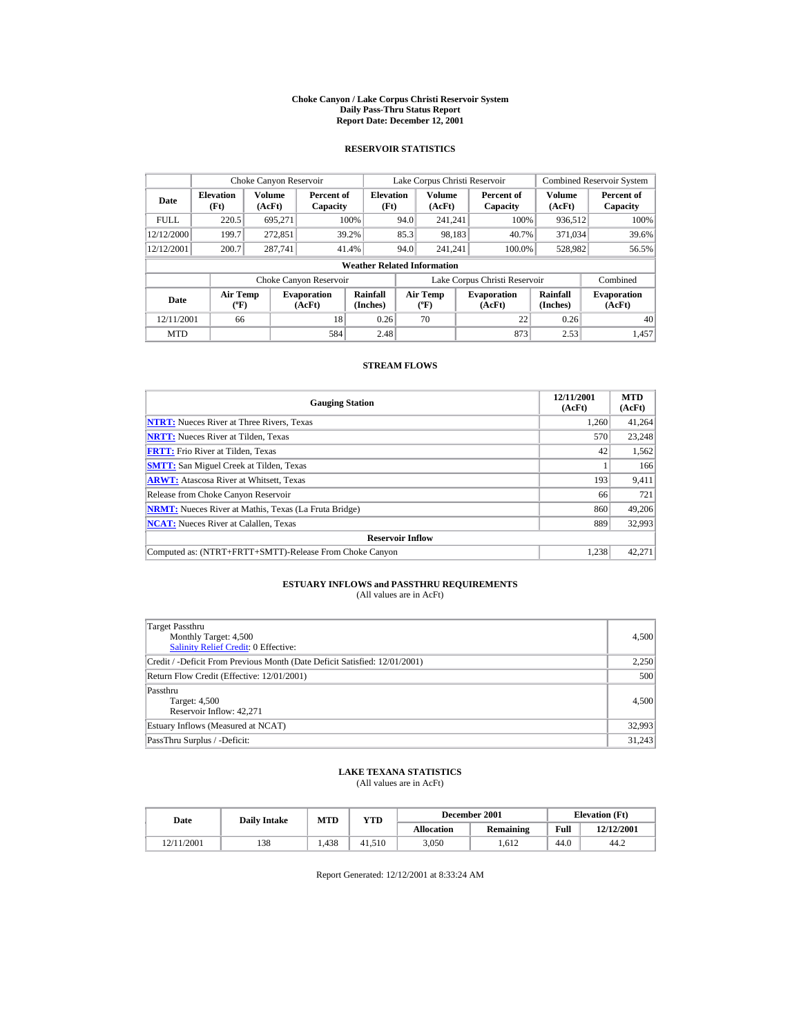# Choke Canyon / Lake Corpus Christi Reservoir System
## Daily Pass-Thru Status Report
## Report Date: December 12, 2001

### RESERVOIR STATISTICS

| Date | Choke Canyon Reservoir | | | Lake Corpus Christi Reservoir | | | Combined Reservoir System | |
|---|---|---|---|---|---|---|---|---|
| | Elevation (Ft) | Volume (AcFt) | Percent of Capacity | Elevation (Ft) | Volume (AcFt) | Percent of Capacity | Volume (AcFt) | Percent of Capacity |
| FULL | 220.5 | 695,271 | 100% | 94.0 | 241,241 | 100% | 936,512 | 100% |
| 12/12/2000 | 199.7 | 272,851 | 39.2% | 85.3 | 98,183 | 40.7% | 371,034 | 39.6% |
| 12/12/2001 | 200.7 | 287,741 | 41.4% | 94.0 | 241,241 | 100.0% | 528,982 | 56.5% |

**Weather Related Information**

| Date | Choke Canyon Reservoir | | | Lake Corpus Christi Reservoir | | | Combined |
|---|---|---|---|---|---|---|---|
| | Air Temp (ºF) | Evaporation (AcFt) | Rainfall (Inches) | Air Temp (ºF) | Evaporation (AcFt) | Rainfall (Inches) | Evaporation (AcFt) |
| 12/11/2001 | 66 | 18 | 0.26 | 70 | 22 | 0.26 | 40 |
| MTD | | 584 | 2.48 | | 873 | 2.53 | 1,457 |

### STREAM FLOWS

| Gauging Station | 12/11/2001 (AcFt) | MTD (AcFt) |
|---|---|---|
| NTRT: Nueces River at Three Rivers, Texas | 1,260 | 41,264 |
| NRTT: Nueces River at Tilden, Texas | 570 | 23,248 |
| FRTT: Frio River at Tilden, Texas | 42 | 1,562 |
| SMTT: San Miguel Creek at Tilden, Texas | 1 | 166 |
| ARWT: Atascosa River at Whitsett, Texas | 193 | 9,411 |
| Release from Choke Canyon Reservoir | 66 | 721 |
| NRMT: Nueces River at Mathis, Texas (La Fruta Bridge) | 860 | 49,206 |
| NCAT: Nueces River at Calallen, Texas | 889 | 32,993 |
| **Reservoir Inflow** | | |
| Computed as: (NTRT+FRTT+SMTT)-Release From Choke Canyon | 1,238 | 42,271 |

### ESTUARY INFLOWS and PASSTHRU REQUIREMENTS
(All values are in AcFt)

| | |
|---|---|
| Target Passthru<br>Monthly Target: 4,500<br>Salinity Relief Credit: 0 Effective: | 4,500 |
| Credit / -Deficit From Previous Month (Date Deficit Satisfied: 12/01/2001) | 2,250 |
| Return Flow Credit (Effective: 12/01/2001) | 500 |
| Passthru<br>Target: 4,500<br>Reservoir Inflow: 42,271 | 4,500 |
| Estuary Inflows (Measured at NCAT) | 32,993 |
| PassThru Surplus / -Deficit: | 31,243 |

### LAKE TEXANA STATISTICS
(All values are in AcFt)

| Date | Daily Intake | MTD | YTD | December 2001 | | Elevation (Ft) | |
|---|---|---|---|---|---|---|---|
| | | | | Allocation | Remaining | Full | 12/12/2001 |
| 12/11/2001 | 138 | 1,438 | 41,510 | 3,050 | 1,612 | 44.0 | 44.2 |

Report Generated: 12/12/2001 at 8:33:24 AM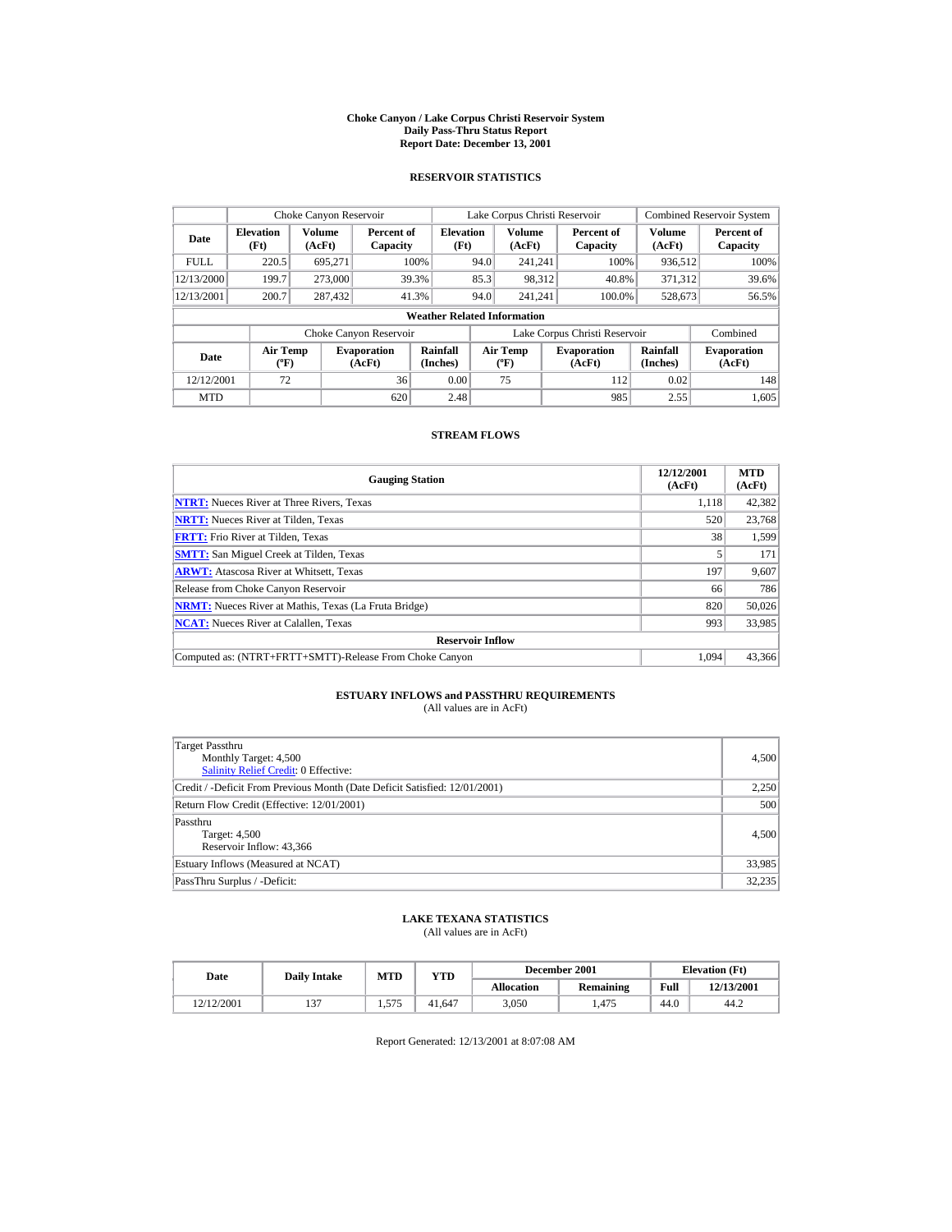# Choke Canyon / Lake Corpus Christi Reservoir System
## Daily Pass-Thru Status Report
## Report Date: December 13, 2001

### RESERVOIR STATISTICS

| Date | Choke Canyon Reservoir | | | Lake Corpus Christi Reservoir | | | Combined Reservoir System | |
|---|---|---|---|---|---|---|---|---|
| | Elevation (Ft) | Volume (AcFt) | Percent of Capacity | Elevation (Ft) | Volume (AcFt) | Percent of Capacity | Volume (AcFt) | Percent of Capacity |
| FULL | 220.5 | 695,271 | 100% | 94.0 | 241,241 | 100% | 936,512 | 100% |
| 12/13/2000 | 199.7 | 273,000 | 39.3% | 85.3 | 98,312 | 40.8% | 371,312 | 39.6% |
| 12/13/2001 | 200.7 | 287,432 | 41.3% | 94.0 | 241,241 | 100.0% | 528,673 | 56.5% |

**Weather Related Information**

| Date | Choke Canyon Reservoir | | | Lake Corpus Christi Reservoir | | | Combined |
|---|---|---|---|---|---|---|---|
| | Air Temp (ºF) | Evaporation (AcFt) | Rainfall (Inches) | Air Temp (ºF) | Evaporation (AcFt) | Rainfall (Inches) | Evaporation (AcFt) |
| 12/12/2001 | 72 | 36 | 0.00 | 75 | 112 | 0.02 | 148 |
| MTD | | 620 | 2.48 | | 985 | 2.55 | 1,605 |

### STREAM FLOWS

| Gauging Station | 12/12/2001 (AcFt) | MTD (AcFt) |
|---|---|---|
| **NTRT:** Nueces River at Three Rivers, Texas | 1,118 | 42,382 |
| **NRTT:** Nueces River at Tilden, Texas | 520 | 23,768 |
| **FRTT:** Frio River at Tilden, Texas | 38 | 1,599 |
| **SMTT:** San Miguel Creek at Tilden, Texas | 5 | 171 |
| **ARWT:** Atascosa River at Whitsett, Texas | 197 | 9,607 |
| Release from Choke Canyon Reservoir | 66 | 786 |
| **NRMT:** Nueces River at Mathis, Texas (La Fruta Bridge) | 820 | 50,026 |
| **NCAT:** Nueces River at Calallen, Texas | 993 | 33,985 |
| **Reservoir Inflow** | | |
| Computed as: (NTRT+FRTT+SMTT)-Release From Choke Canyon | 1,094 | 43,366 |

### ESTUARY INFLOWS and PASSTHRU REQUIREMENTS
(All values are in AcFt)

| | |
|---|---|
| Target Passthru<br>Monthly Target: 4,500<br>Salinity Relief Credit: 0 Effective: | 4,500 |
| Credit / -Deficit From Previous Month (Date Deficit Satisfied: 12/01/2001) | 2,250 |
| Return Flow Credit (Effective: 12/01/2001) | 500 |
| Passthru<br>Target: 4,500<br>Reservoir Inflow: 43,366 | 4,500 |
| Estuary Inflows (Measured at NCAT) | 33,985 |
| PassThru Surplus / -Deficit: | 32,235 |

### LAKE TEXANA STATISTICS
(All values are in AcFt)

| Date | Daily Intake | MTD | YTD | December 2001 | | Elevation (Ft) | |
|---|---|---|---|---|---|---|---|
| | | | | Allocation | Remaining | Full | 12/13/2001 |
| 12/12/2001 | 137 | 1,575 | 41,647 | 3,050 | 1,475 | 44.0 | 44.2 |

Report Generated: 12/13/2001 at 8:07:08 AM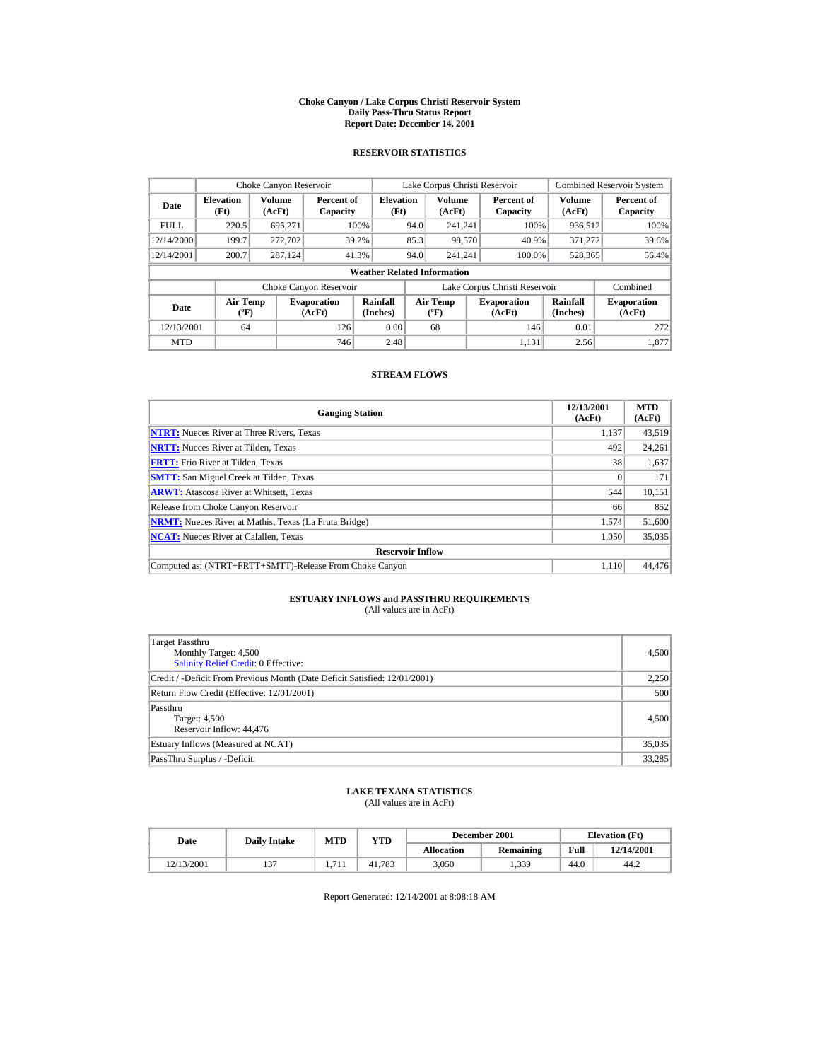# Choke Canyon / Lake Corpus Christi Reservoir System
## Daily Pass-Thru Status Report
### Report Date: December 14, 2001

## RESERVOIR STATISTICS

| Date | Choke Canyon Reservoir | | | Lake Corpus Christi Reservoir | | | Combined Reservoir System | |
|---|---|---|---|---|---|---|---|---|
| | Elevation (Ft) | Volume (AcFt) | Percent of Capacity | Elevation (Ft) | Volume (AcFt) | Percent of Capacity | Volume (AcFt) | Percent of Capacity |
| FULL | 220.5 | 695,271 | 100% | 94.0 | 241,241 | 100% | 936,512 | 100% |
| 12/14/2000 | 199.7 | 272,702 | 39.2% | 85.3 | 98,570 | 40.9% | 371,272 | 39.6% |
| 12/14/2001 | 200.7 | 287,124 | 41.3% | 94.0 | 241,241 | 100.0% | 528,365 | 56.4% |

**Weather Related Information**

| Date | Choke Canyon Reservoir | | | Lake Corpus Christi Reservoir | | | Combined |
|---|---|---|---|---|---|---|---|
| | Air Temp (ºF) | Evaporation (AcFt) | Rainfall (Inches) | Air Temp (ºF) | Evaporation (AcFt) | Rainfall (Inches) | Evaporation (AcFt) |
| 12/13/2001 | 64 | 126 | 0.00 | 68 | 146 | 0.01 | 272 |
| MTD | | 746 | 2.48 | | 1,131 | 2.56 | 1,877 |

## STREAM FLOWS

| Gauging Station | 12/13/2001 (AcFt) | MTD (AcFt) |
|---|---|---|
| NTRT: Nueces River at Three Rivers, Texas | 1,137 | 43,519 |
| NRTT: Nueces River at Tilden, Texas | 492 | 24,261 |
| FRTT: Frio River at Tilden, Texas | 38 | 1,637 |
| SMTT: San Miguel Creek at Tilden, Texas | 0 | 171 |
| ARWT: Atascosa River at Whitsett, Texas | 544 | 10,151 |
| Release from Choke Canyon Reservoir | 66 | 852 |
| NRMT: Nueces River at Mathis, Texas (La Fruta Bridge) | 1,574 | 51,600 |
| NCAT: Nueces River at Calallen, Texas | 1,050 | 35,035 |
| **Reservoir Inflow** | | |
| Computed as: (NTRT+FRTT+SMTT)-Release From Choke Canyon | 1,110 | 44,476 |

## ESTUARY INFLOWS and PASSTHRU REQUIREMENTS
(All values are in AcFt)

| | |
|---|---|
| Target Passthru<br>Monthly Target: 4,500<br>Salinity Relief Credit: 0 Effective: | 4,500 |
| Credit / -Deficit From Previous Month (Date Deficit Satisfied: 12/01/2001) | 2,250 |
| Return Flow Credit (Effective: 12/01/2001) | 500 |
| Passthru<br>Target: 4,500<br>Reservoir Inflow: 44,476 | 4,500 |
| Estuary Inflows (Measured at NCAT) | 35,035 |
| PassThru Surplus / -Deficit: | 33,285 |

## LAKE TEXANA STATISTICS
(All values are in AcFt)

| Date | Daily Intake | MTD | YTD | December 2001 | | Elevation (Ft) | |
|---|---|---|---|---|---|---|---|
| | | | | Allocation | Remaining | Full | 12/14/2001 |
| 12/13/2001 | 137 | 1,711 | 41,783 | 3,050 | 1,339 | 44.0 | 44.2 |

Report Generated: 12/14/2001 at 8:08:18 AM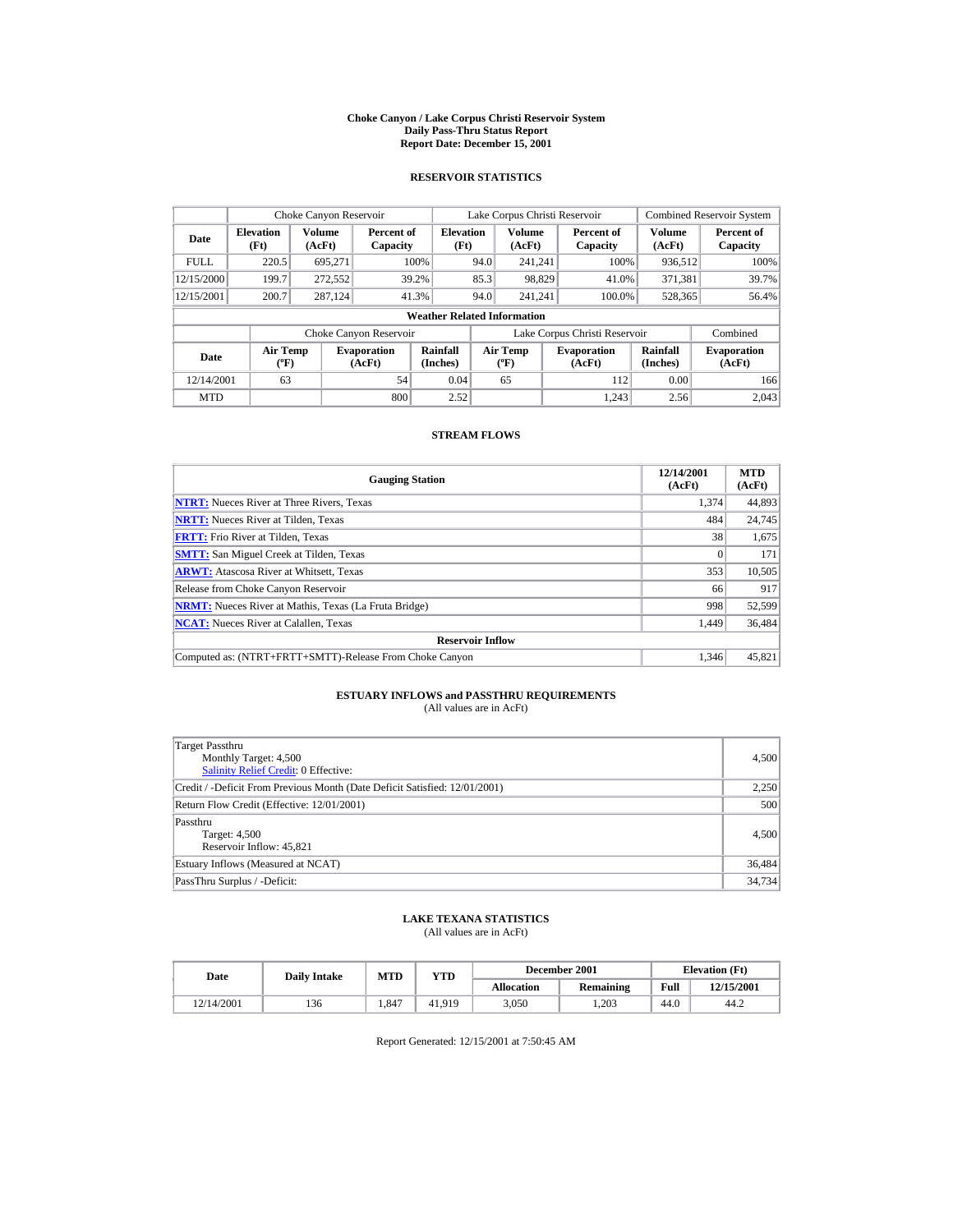# Choke Canyon / Lake Corpus Christi Reservoir System
## Daily Pass-Thru Status Report
## Report Date: December 15, 2001

### RESERVOIR STATISTICS

| Date | Choke Canyon Reservoir | | | Lake Corpus Christi Reservoir | | | Combined Reservoir System | |
|---|---|---|---|---|---|---|---|---|
| | Elevation (Ft) | Volume (AcFt) | Percent of Capacity | Elevation (Ft) | Volume (AcFt) | Percent of Capacity | Volume (AcFt) | Percent of Capacity |
| FULL | 220.5 | 695,271 | 100% | 94.0 | 241,241 | 100% | 936,512 | 100% |
| 12/15/2000 | 199.7 | 272,552 | 39.2% | 85.3 | 98,829 | 41.0% | 371,381 | 39.7% |
| 12/15/2001 | 200.7 | 287,124 | 41.3% | 94.0 | 241,241 | 100.0% | 528,365 | 56.4% |

**Weather Related Information**

| Date | Choke Canyon Reservoir | | | Lake Corpus Christi Reservoir | | | Combined |
|---|---|---|---|---|---|---|---|
| | Air Temp (ºF) | Evaporation (AcFt) | Rainfall (Inches) | Air Temp (ºF) | Evaporation (AcFt) | Rainfall (Inches) | Evaporation (AcFt) |
| 12/14/2001 | 63 | 54 | 0.04 | 65 | 112 | 0.00 | 166 |
| MTD | | 800 | 2.52 | | 1,243 | 2.56 | 2,043 |

### STREAM FLOWS

| Gauging Station | 12/14/2001 (AcFt) | MTD (AcFt) |
|---|---|---|
| NTRT: Nueces River at Three Rivers, Texas | 1,374 | 44,893 |
| NRTT: Nueces River at Tilden, Texas | 484 | 24,745 |
| FRTT: Frio River at Tilden, Texas | 38 | 1,675 |
| SMTT: San Miguel Creek at Tilden, Texas | 0 | 171 |
| ARWT: Atascosa River at Whitsett, Texas | 353 | 10,505 |
| Release from Choke Canyon Reservoir | 66 | 917 |
| NRMT: Nueces River at Mathis, Texas (La Fruta Bridge) | 998 | 52,599 |
| NCAT: Nueces River at Calallen, Texas | 1,449 | 36,484 |
| **Reservoir Inflow** | | |
| Computed as: (NTRT+FRTT+SMTT)-Release From Choke Canyon | 1,346 | 45,821 |

### ESTUARY INFLOWS and PASSTHRU REQUIREMENTS
(All values are in AcFt)

| | |
|---|---|
| Target Passthru<br>Monthly Target: 4,500<br>Salinity Relief Credit: 0 Effective: | 4,500 |
| Credit / -Deficit From Previous Month (Date Deficit Satisfied: 12/01/2001) | 2,250 |
| Return Flow Credit (Effective: 12/01/2001) | 500 |
| Passthru<br>Target: 4,500<br>Reservoir Inflow: 45,821 | 4,500 |
| Estuary Inflows (Measured at NCAT) | 36,484 |
| PassThru Surplus / -Deficit: | 34,734 |

### LAKE TEXANA STATISTICS
(All values are in AcFt)

| Date | Daily Intake | MTD | YTD | December 2001 | | Elevation (Ft) | |
|---|---|---|---|---|---|---|---|
| | | | | Allocation | Remaining | Full | 12/15/2001 |
| 12/14/2001 | 136 | 1,847 | 41,919 | 3,050 | 1,203 | 44.0 | 44.2 |

Report Generated: 12/15/2001 at 7:50:45 AM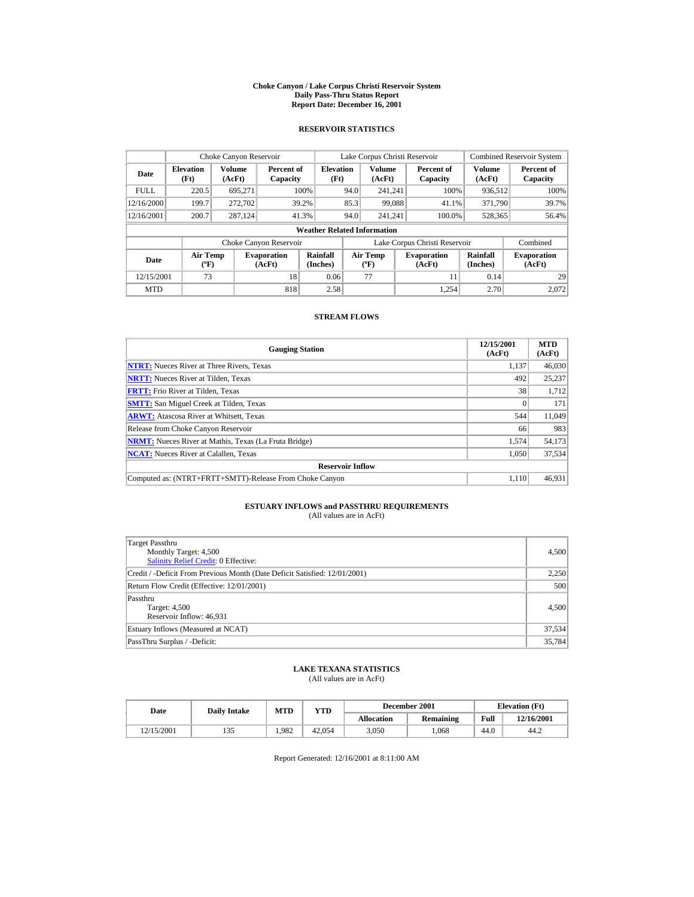# Choke Canyon / Lake Corpus Christi Reservoir System
## Daily Pass-Thru Status Report
## Report Date: December 16, 2001

### RESERVOIR STATISTICS

| Date | Choke Canyon Reservoir | | | Lake Corpus Christi Reservoir | | | Combined Reservoir System | |
|---|---|---|---|---|---|---|---|---|
| | Elevation (Ft) | Volume (AcFt) | Percent of Capacity | Elevation (Ft) | Volume (AcFt) | Percent of Capacity | Volume (AcFt) | Percent of Capacity |
| FULL | 220.5 | 695,271 | 100% | 94.0 | 241,241 | 100% | 936,512 | 100% |
| 12/16/2000 | 199.7 | 272,702 | 39.2% | 85.3 | 99,088 | 41.1% | 371,790 | 39.7% |
| 12/16/2001 | 200.7 | 287,124 | 41.3% | 94.0 | 241,241 | 100.0% | 528,365 | 56.4% |

**Weather Related Information**

| Date | Choke Canyon Reservoir | | | Lake Corpus Christi Reservoir | | | Combined |
|---|---|---|---|---|---|---|---|
| | Air Temp (ºF) | Evaporation (AcFt) | Rainfall (Inches) | Air Temp (ºF) | Evaporation (AcFt) | Rainfall (Inches) | Evaporation (AcFt) |
| 12/15/2001 | 73 | 18 | 0.06 | 77 | 11 | 0.14 | 29 |
| MTD | | 818 | 2.58 | | 1,254 | 2.70 | 2,072 |

### STREAM FLOWS

| Gauging Station | 12/15/2001 (AcFt) | MTD (AcFt) |
|---|---|---|
| NTRT: Nueces River at Three Rivers, Texas | 1,137 | 46,030 |
| NRTT: Nueces River at Tilden, Texas | 492 | 25,237 |
| FRTT: Frio River at Tilden, Texas | 38 | 1,712 |
| SMTT: San Miguel Creek at Tilden, Texas | 0 | 171 |
| ARWT: Atascosa River at Whitsett, Texas | 544 | 11,049 |
| Release from Choke Canyon Reservoir | 66 | 983 |
| NRMT: Nueces River at Mathis, Texas (La Fruta Bridge) | 1,574 | 54,173 |
| NCAT: Nueces River at Calallen, Texas | 1,050 | 37,534 |
| **Reservoir Inflow** | | |
| Computed as: (NTRT+FRTT+SMTT)-Release From Choke Canyon | 1,110 | 46,931 |

### ESTUARY INFLOWS and PASSTHRU REQUIREMENTS
(All values are in AcFt)

| | |
|---|---|
| Target Passthru<br>Monthly Target: 4,500<br>Salinity Relief Credit: 0 Effective: | 4,500 |
| Credit / -Deficit From Previous Month (Date Deficit Satisfied: 12/01/2001) | 2,250 |
| Return Flow Credit (Effective: 12/01/2001) | 500 |
| Passthru<br>Target: 4,500<br>Reservoir Inflow: 46,931 | 4,500 |
| Estuary Inflows (Measured at NCAT) | 37,534 |
| PassThru Surplus / -Deficit: | 35,784 |

### LAKE TEXANA STATISTICS
(All values are in AcFt)

| Date | Daily Intake | MTD | YTD | December 2001 | | Elevation (Ft) | |
|---|---|---|---|---|---|---|---|
| | | | | Allocation | Remaining | Full | 12/16/2001 |
| 12/15/2001 | 135 | 1,982 | 42,054 | 3,050 | 1,068 | 44.0 | 44.2 |

Report Generated: 12/16/2001 at 8:11:00 AM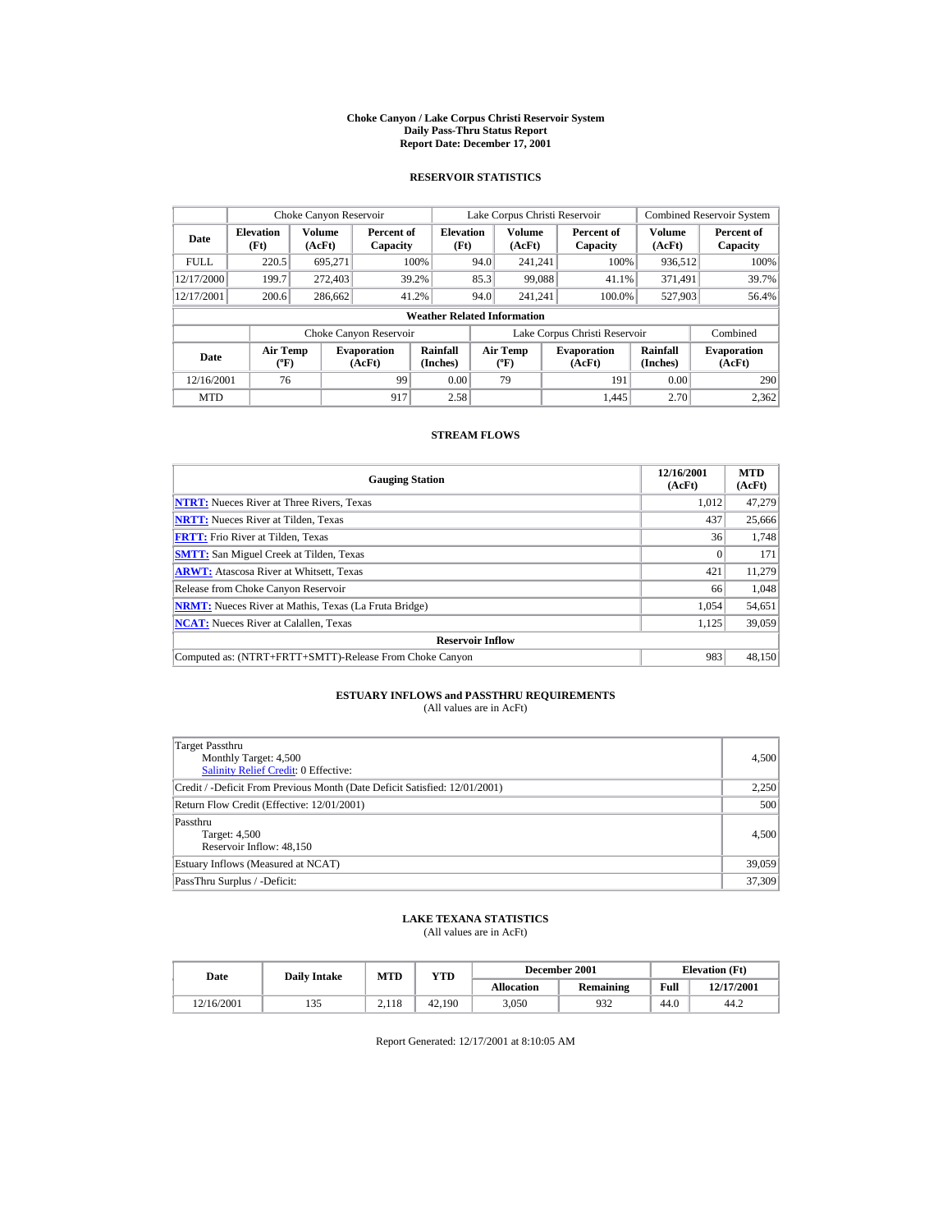# Choke Canyon / Lake Corpus Christi Reservoir System
## Daily Pass-Thru Status Report
## Report Date: December 17, 2001

### RESERVOIR STATISTICS

| Date | Choke Canyon Reservoir | | | Lake Corpus Christi Reservoir | | | Combined Reservoir System | |
|---|---|---|---|---|---|---|---|---|
| | Elevation (Ft) | Volume (AcFt) | Percent of Capacity | Elevation (Ft) | Volume (AcFt) | Percent of Capacity | Volume (AcFt) | Percent of Capacity |
| FULL | 220.5 | 695,271 | 100% | 94.0 | 241,241 | 100% | 936,512 | 100% |
| 12/17/2000 | 199.7 | 272,403 | 39.2% | 85.3 | 99,088 | 41.1% | 371,491 | 39.7% |
| 12/17/2001 | 200.6 | 286,662 | 41.2% | 94.0 | 241,241 | 100.0% | 527,903 | 56.4% |

**Weather Related Information**

| Date | Choke Canyon Reservoir | | | Lake Corpus Christi Reservoir | | | Combined |
|---|---|---|---|---|---|---|---|
| | Air Temp (ºF) | Evaporation (AcFt) | Rainfall (Inches) | Air Temp (ºF) | Evaporation (AcFt) | Rainfall (Inches) | Evaporation (AcFt) |
| 12/16/2001 | 76 | 99 | 0.00 | 79 | 191 | 0.00 | 290 |
| MTD | | 917 | 2.58 | | 1,445 | 2.70 | 2,362 |

### STREAM FLOWS

| Gauging Station | 12/16/2001 (AcFt) | MTD (AcFt) |
|---|---|---|
| NTRT: Nueces River at Three Rivers, Texas | 1,012 | 47,279 |
| NRTT: Nueces River at Tilden, Texas | 437 | 25,666 |
| FRTT: Frio River at Tilden, Texas | 36 | 1,748 |
| SMTT: San Miguel Creek at Tilden, Texas | 0 | 171 |
| ARWT: Atascosa River at Whitsett, Texas | 421 | 11,279 |
| Release from Choke Canyon Reservoir | 66 | 1,048 |
| NRMT: Nueces River at Mathis, Texas (La Fruta Bridge) | 1,054 | 54,651 |
| NCAT: Nueces River at Calallen, Texas | 1,125 | 39,059 |
| **Reservoir Inflow** | | |
| Computed as: (NTRT+FRTT+SMTT)-Release From Choke Canyon | 983 | 48,150 |

### ESTUARY INFLOWS and PASSTHRU REQUIREMENTS
(All values are in AcFt)

| | |
|---|---|
| Target Passthru<br>Monthly Target: 4,500<br>Salinity Relief Credit: 0 Effective: | 4,500 |
| Credit / -Deficit From Previous Month (Date Deficit Satisfied: 12/01/2001) | 2,250 |
| Return Flow Credit (Effective: 12/01/2001) | 500 |
| Passthru<br>Target: 4,500<br>Reservoir Inflow: 48,150 | 4,500 |
| Estuary Inflows (Measured at NCAT) | 39,059 |
| PassThru Surplus / -Deficit: | 37,309 |

### LAKE TEXANA STATISTICS
(All values are in AcFt)

| Date | Daily Intake | MTD | YTD | December 2001 | | Elevation (Ft) | |
|---|---|---|---|---|---|---|---|
| | | | | Allocation | Remaining | Full | 12/17/2001 |
| 12/16/2001 | 135 | 2,118 | 42,190 | 3,050 | 932 | 44.0 | 44.2 |

Report Generated: 12/17/2001 at 8:10:05 AM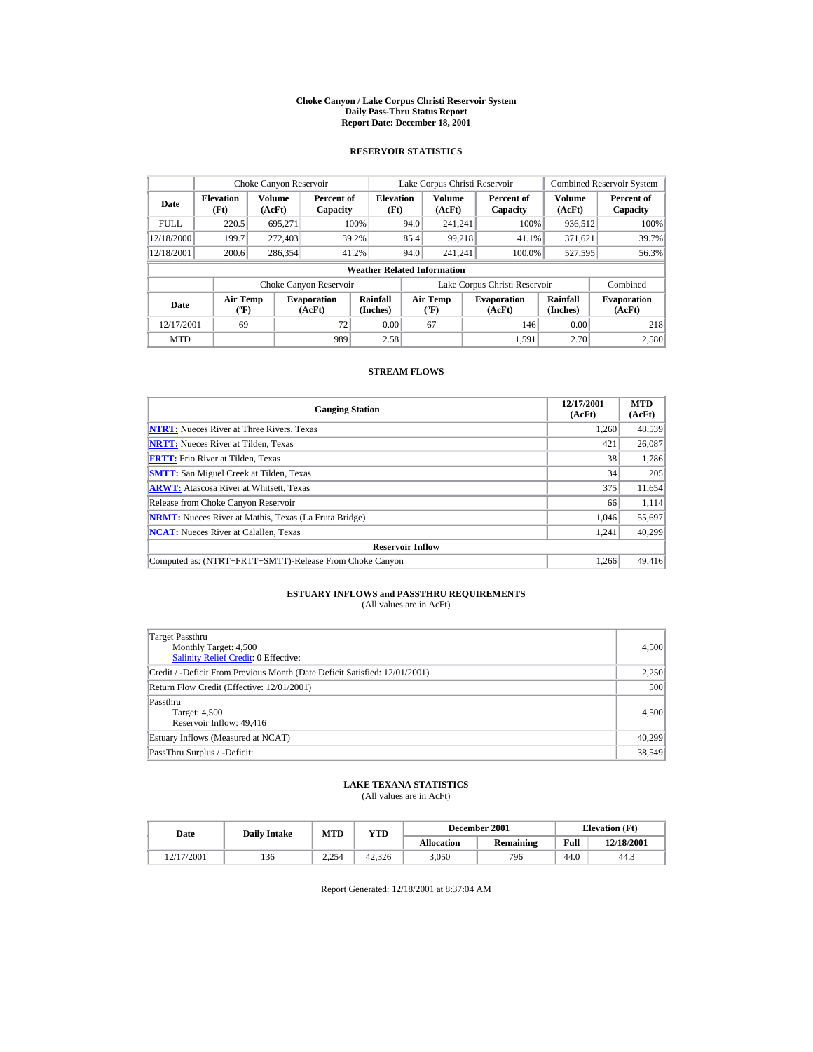# Choke Canyon / Lake Corpus Christi Reservoir System
## Daily Pass-Thru Status Report
## Report Date: December 18, 2001

### RESERVOIR STATISTICS

| Date | Choke Canyon Reservoir | | | Lake Corpus Christi Reservoir | | | Combined Reservoir System | |
|---|---|---|---|---|---|---|---|---|
| | Elevation (Ft) | Volume (AcFt) | Percent of Capacity | Elevation (Ft) | Volume (AcFt) | Percent of Capacity | Volume (AcFt) | Percent of Capacity |
| FULL | 220.5 | 695,271 | 100% | 94.0 | 241,241 | 100% | 936,512 | 100% |
| 12/18/2000 | 199.7 | 272,403 | 39.2% | 85.4 | 99,218 | 41.1% | 371,621 | 39.7% |
| 12/18/2001 | 200.6 | 286,354 | 41.2% | 94.0 | 241,241 | 100.0% | 527,595 | 56.3% |

**Weather Related Information**

| Date | Choke Canyon Reservoir | | | Lake Corpus Christi Reservoir | | | Combined |
|---|---|---|---|---|---|---|---|
| | Air Temp (ºF) | Evaporation (AcFt) | Rainfall (Inches) | Air Temp (ºF) | Evaporation (AcFt) | Rainfall (Inches) | Evaporation (AcFt) |
| 12/17/2001 | 69 | 72 | 0.00 | 67 | 146 | 0.00 | 218 |
| MTD | | 989 | 2.58 | | 1,591 | 2.70 | 2,580 |

### STREAM FLOWS

| Gauging Station | 12/17/2001 (AcFt) | MTD (AcFt) |
|---|---|---|
| NTRT: Nueces River at Three Rivers, Texas | 1,260 | 48,539 |
| NRTT: Nueces River at Tilden, Texas | 421 | 26,087 |
| FRTT: Frio River at Tilden, Texas | 38 | 1,786 |
| SMTT: San Miguel Creek at Tilden, Texas | 34 | 205 |
| ARWT: Atascosa River at Whitsett, Texas | 375 | 11,654 |
| Release from Choke Canyon Reservoir | 66 | 1,114 |
| NRMT: Nueces River at Mathis, Texas (La Fruta Bridge) | 1,046 | 55,697 |
| NCAT: Nueces River at Calallen, Texas | 1,241 | 40,299 |
| **Reservoir Inflow** | | |
| Computed as: (NTRT+FRTT+SMTT)-Release From Choke Canyon | 1,266 | 49,416 |

### ESTUARY INFLOWS and PASSTHRU REQUIREMENTS
(All values are in AcFt)

| | |
|---|---|
| Target Passthru<br>Monthly Target: 4,500<br>Salinity Relief Credit: 0 Effective: | 4,500 |
| Credit / -Deficit From Previous Month (Date Deficit Satisfied: 12/01/2001) | 2,250 |
| Return Flow Credit (Effective: 12/01/2001) | 500 |
| Passthru<br>Target: 4,500<br>Reservoir Inflow: 49,416 | 4,500 |
| Estuary Inflows (Measured at NCAT) | 40,299 |
| PassThru Surplus / -Deficit: | 38,549 |

### LAKE TEXANA STATISTICS
(All values are in AcFt)

| Date | Daily Intake | MTD | YTD | December 2001 | | Elevation (Ft) | |
|---|---|---|---|---|---|---|---|
| | | | | Allocation | Remaining | Full | 12/18/2001 |
| 12/17/2001 | 136 | 2,254 | 42,326 | 3,050 | 796 | 44.0 | 44.3 |

Report Generated: 12/18/2001 at 8:37:04 AM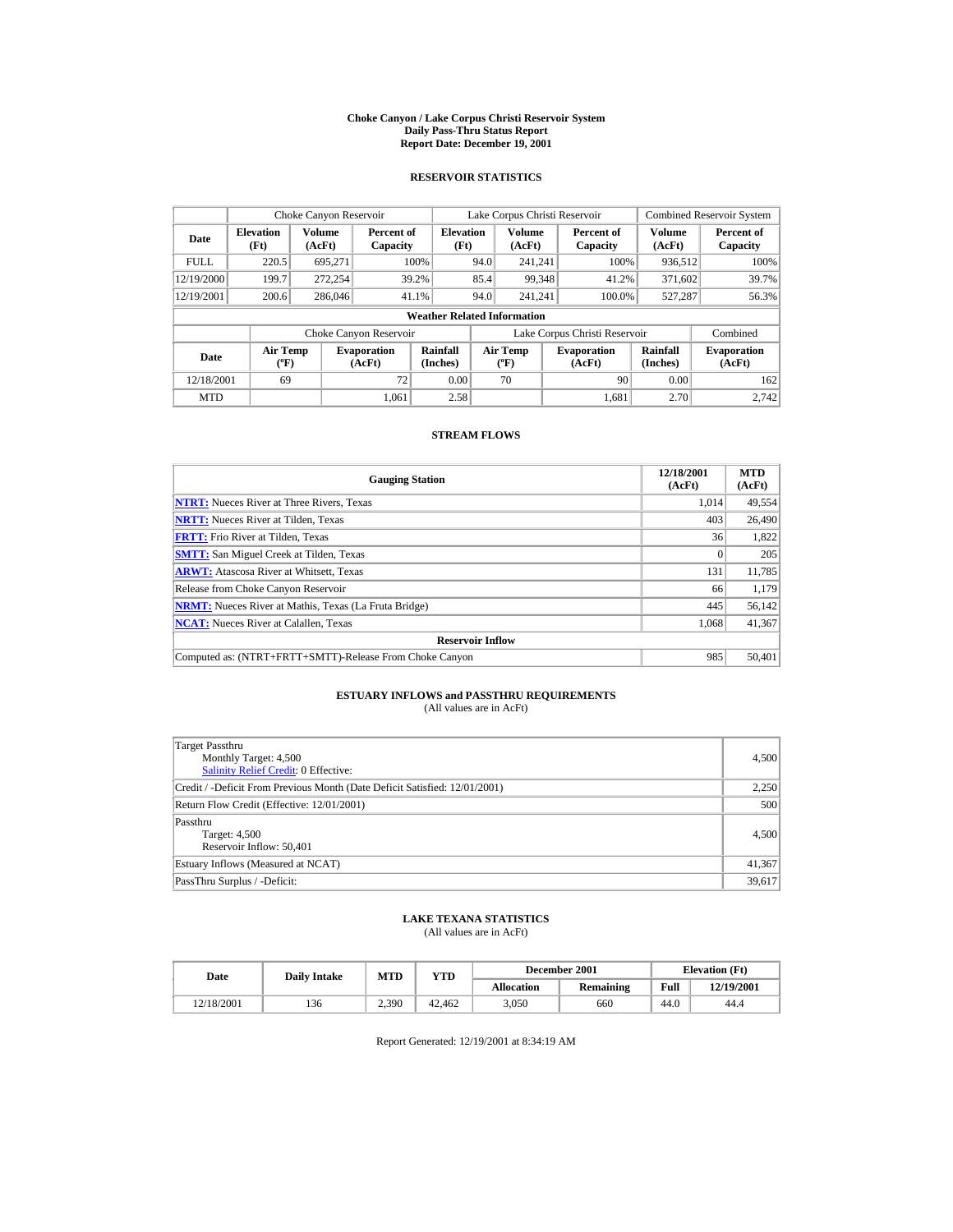# Choke Canyon / Lake Corpus Christi Reservoir System
## Daily Pass-Thru Status Report
## Report Date: December 19, 2001

### RESERVOIR STATISTICS

| Date | Choke Canyon Reservoir | | | Lake Corpus Christi Reservoir | | | Combined Reservoir System | |
|---|---|---|---|---|---|---|---|---|
| | Elevation (Ft) | Volume (AcFt) | Percent of Capacity | Elevation (Ft) | Volume (AcFt) | Percent of Capacity | Volume (AcFt) | Percent of Capacity |
| FULL | 220.5 | 695,271 | 100% | 94.0 | 241,241 | 100% | 936,512 | 100% |
| 12/19/2000 | 199.7 | 272,254 | 39.2% | 85.4 | 99,348 | 41.2% | 371,602 | 39.7% |
| 12/19/2001 | 200.6 | 286,046 | 41.1% | 94.0 | 241,241 | 100.0% | 527,287 | 56.3% |

**Weather Related Information**

| Date | Choke Canyon Reservoir | | | Lake Corpus Christi Reservoir | | | Combined |
|---|---|---|---|---|---|---|---|
| | Air Temp (ºF) | Evaporation (AcFt) | Rainfall (Inches) | Air Temp (ºF) | Evaporation (AcFt) | Rainfall (Inches) | Evaporation (AcFt) |
| 12/18/2001 | 69 | 72 | 0.00 | 70 | 90 | 0.00 | 162 |
| MTD | | 1,061 | 2.58 | | 1,681 | 2.70 | 2,742 |

### STREAM FLOWS

| Gauging Station | 12/18/2001 (AcFt) | MTD (AcFt) |
|---|---|---|
| NTRT: Nueces River at Three Rivers, Texas | 1,014 | 49,554 |
| NRTT: Nueces River at Tilden, Texas | 403 | 26,490 |
| FRTT: Frio River at Tilden, Texas | 36 | 1,822 |
| SMTT: San Miguel Creek at Tilden, Texas | 0 | 205 |
| ARWT: Atascosa River at Whitsett, Texas | 131 | 11,785 |
| Release from Choke Canyon Reservoir | 66 | 1,179 |
| NRMT: Nueces River at Mathis, Texas (La Fruta Bridge) | 445 | 56,142 |
| NCAT: Nueces River at Calallen, Texas | 1,068 | 41,367 |
| **Reservoir Inflow** | | |
| Computed as: (NTRT+FRTT+SMTT)-Release From Choke Canyon | 985 | 50,401 |

### ESTUARY INFLOWS and PASSTHRU REQUIREMENTS
(All values are in AcFt)

| | |
|---|---|
| Target Passthru<br>Monthly Target: 4,500<br>Salinity Relief Credit: 0 Effective: | 4,500 |
| Credit / -Deficit From Previous Month (Date Deficit Satisfied: 12/01/2001) | 2,250 |
| Return Flow Credit (Effective: 12/01/2001) | 500 |
| Passthru<br>Target: 4,500<br>Reservoir Inflow: 50,401 | 4,500 |
| Estuary Inflows (Measured at NCAT) | 41,367 |
| PassThru Surplus / -Deficit: | 39,617 |

### LAKE TEXANA STATISTICS
(All values are in AcFt)

| Date | Daily Intake | MTD | YTD | December 2001 | | Elevation (Ft) | |
|---|---|---|---|---|---|---|---|
| | | | | Allocation | Remaining | Full | 12/19/2001 |
| 12/18/2001 | 136 | 2,390 | 42,462 | 3,050 | 660 | 44.0 | 44.4 |

Report Generated: 12/19/2001 at 8:34:19 AM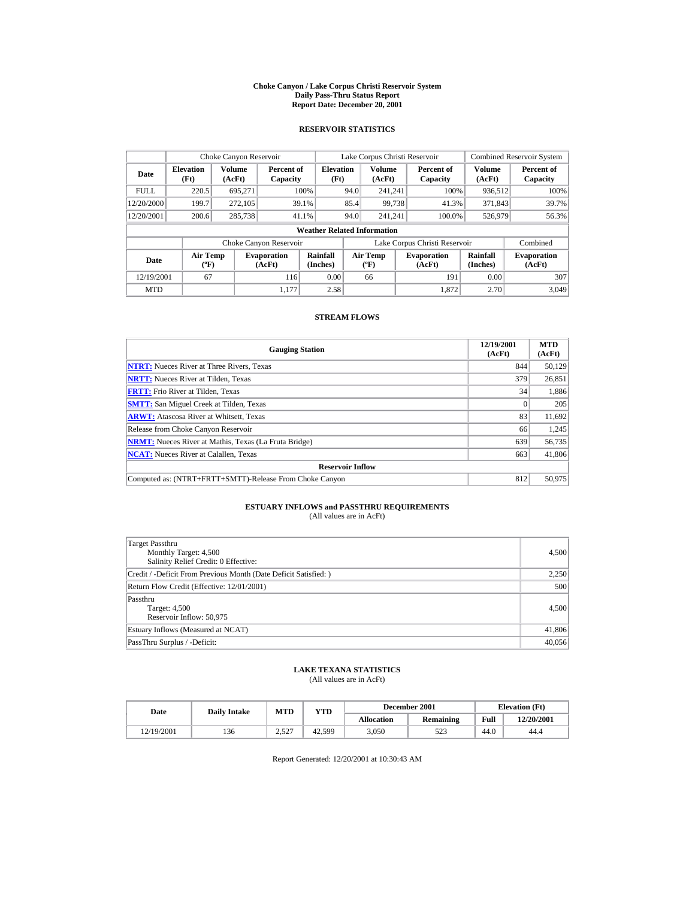# Choke Canyon / Lake Corpus Christi Reservoir System
## Daily Pass-Thru Status Report
## Report Date: December 20, 2001

### RESERVOIR STATISTICS

| Date | Choke Canyon Reservoir | | | Lake Corpus Christi Reservoir | | | Combined Reservoir System | |
|---|---|---|---|---|---|---|---|---|
| | Elevation (Ft) | Volume (AcFt) | Percent of Capacity | Elevation (Ft) | Volume (AcFt) | Percent of Capacity | Volume (AcFt) | Percent of Capacity |
| FULL | 220.5 | 695,271 | 100% | 94.0 | 241,241 | 100% | 936,512 | 100% |
| 12/20/2000 | 199.7 | 272,105 | 39.1% | 85.4 | 99,738 | 41.3% | 371,843 | 39.7% |
| 12/20/2001 | 200.6 | 285,738 | 41.1% | 94.0 | 241,241 | 100.0% | 526,979 | 56.3% |

**Weather Related Information**

| Date | Choke Canyon Reservoir | | | Lake Corpus Christi Reservoir | | | Combined |
|---|---|---|---|---|---|---|---|
| | Air Temp (ºF) | Evaporation (AcFt) | Rainfall (Inches) | Air Temp (ºF) | Evaporation (AcFt) | Rainfall (Inches) | Evaporation (AcFt) |
| 12/19/2001 | 67 | 116 | 0.00 | 66 | 191 | 0.00 | 307 |
| MTD | | 1,177 | 2.58 | | 1,872 | 2.70 | 3,049 |

### STREAM FLOWS

| Gauging Station | 12/19/2001 (AcFt) | MTD (AcFt) |
|---|---|---|
| NTRT: Nueces River at Three Rivers, Texas | 844 | 50,129 |
| NRTT: Nueces River at Tilden, Texas | 379 | 26,851 |
| FRTT: Frio River at Tilden, Texas | 34 | 1,886 |
| SMTT: San Miguel Creek at Tilden, Texas | 0 | 205 |
| ARWT: Atascosa River at Whitsett, Texas | 83 | 11,692 |
| Release from Choke Canyon Reservoir | 66 | 1,245 |
| NRMT: Nueces River at Mathis, Texas (La Fruta Bridge) | 639 | 56,735 |
| NCAT: Nueces River at Calallen, Texas | 663 | 41,806 |
| **Reservoir Inflow** | | |
| Computed as: (NTRT+FRTT+SMTT)-Release From Choke Canyon | 812 | 50,975 |

### ESTUARY INFLOWS and PASSTHRU REQUIREMENTS
(All values are in AcFt)

| | |
|---|---|
| Target Passthru<br>Monthly Target: 4,500<br>Salinity Relief Credit: 0 Effective: | 4,500 |
| Credit / -Deficit From Previous Month (Date Deficit Satisfied: ) | 2,250 |
| Return Flow Credit (Effective: 12/01/2001) | 500 |
| Passthru<br>Target: 4,500<br>Reservoir Inflow: 50,975 | 4,500 |
| Estuary Inflows (Measured at NCAT) | 41,806 |
| PassThru Surplus / -Deficit: | 40,056 |

### LAKE TEXANA STATISTICS
(All values are in AcFt)

| Date | Daily Intake | MTD | YTD | December 2001 | | Elevation (Ft) | |
|---|---|---|---|---|---|---|---|
| | | | | Allocation | Remaining | Full | 12/20/2001 |
| 12/19/2001 | 136 | 2,527 | 42,599 | 3,050 | 523 | 44.0 | 44.4 |

Report Generated: 12/20/2001 at 10:30:43 AM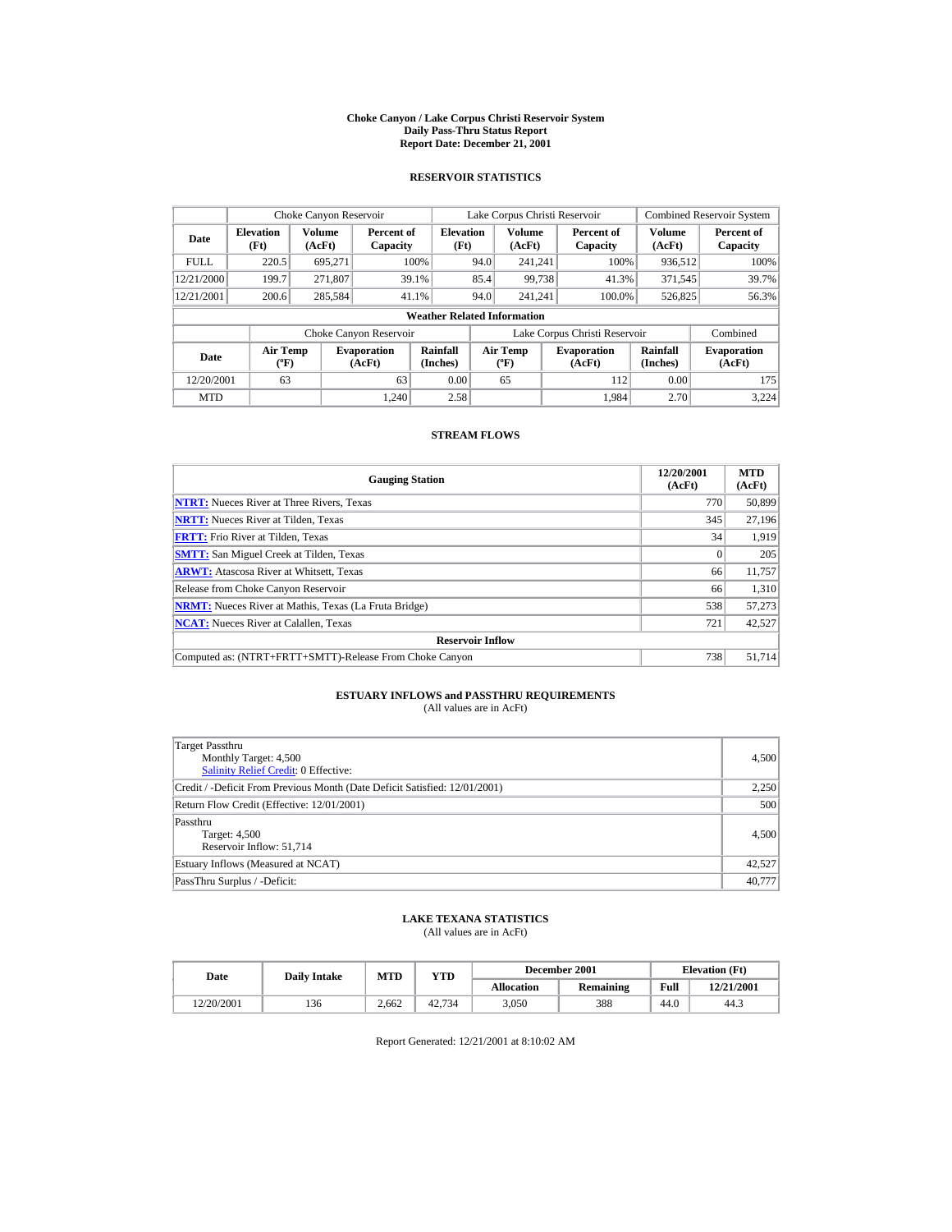# Choke Canyon / Lake Corpus Christi Reservoir System
## Daily Pass-Thru Status Report
## Report Date: December 21, 2001

### RESERVOIR STATISTICS

| | Choke Canyon Reservoir | | | Lake Corpus Christi Reservoir | | | Combined Reservoir System | |
|---|---|---|---|---|---|---|---|---|
| **Date** | **Elevation (Ft)** | **Volume (AcFt)** | **Percent of Capacity** | **Elevation (Ft)** | **Volume (AcFt)** | **Percent of Capacity** | **Volume (AcFt)** | **Percent of Capacity** |
| FULL | 220.5 | 695,271 | 100% | 94.0 | 241,241 | 100% | 936,512 | 100% |
| 12/21/2000 | 199.7 | 271,807 | 39.1% | 85.4 | 99,738 | 41.3% | 371,545 | 39.7% |
| 12/21/2001 | 200.6 | 285,584 | 41.1% | 94.0 | 241,241 | 100.0% | 526,825 | 56.3% |

**Weather Related Information**

| | Choke Canyon Reservoir | | | Lake Corpus Christi Reservoir | | | Combined |
|---|---|---|---|---|---|---|---|
| **Date** | **Air Temp (ºF)** | **Evaporation (AcFt)** | **Rainfall (Inches)** | **Air Temp (ºF)** | **Evaporation (AcFt)** | **Rainfall (Inches)** | **Evaporation (AcFt)** |
| 12/20/2001 | 63 | 63 | 0.00 | 65 | 112 | 0.00 | 175 |
| MTD | | 1,240 | 2.58 | | 1,984 | 2.70 | 3,224 |

### STREAM FLOWS

| Gauging Station | 12/20/2001 (AcFt) | MTD (AcFt) |
|---|---|---|
| **NTRT:** Nueces River at Three Rivers, Texas | 770 | 50,899 |
| **NRTT:** Nueces River at Tilden, Texas | 345 | 27,196 |
| **FRTT:** Frio River at Tilden, Texas | 34 | 1,919 |
| **SMTT:** San Miguel Creek at Tilden, Texas | 0 | 205 |
| **ARWT:** Atascosa River at Whitsett, Texas | 66 | 11,757 |
| Release from Choke Canyon Reservoir | 66 | 1,310 |
| **NRMT:** Nueces River at Mathis, Texas (La Fruta Bridge) | 538 | 57,273 |
| **NCAT:** Nueces River at Calallen, Texas | 721 | 42,527 |
| **Reservoir Inflow** | | |
| Computed as: (NTRT+FRTT+SMTT)-Release From Choke Canyon | 738 | 51,714 |

### ESTUARY INFLOWS and PASSTHRU REQUIREMENTS
(All values are in AcFt)

| | |
|---|---|
| Target Passthru<br>Monthly Target: 4,500<br>Salinity Relief Credit: 0 Effective: | 4,500 |
| Credit / -Deficit From Previous Month (Date Deficit Satisfied: 12/01/2001) | 2,250 |
| Return Flow Credit (Effective: 12/01/2001) | 500 |
| Passthru<br>Target: 4,500<br>Reservoir Inflow: 51,714 | 4,500 |
| Estuary Inflows (Measured at NCAT) | 42,527 |
| PassThru Surplus / -Deficit: | 40,777 |

### LAKE TEXANA STATISTICS
(All values are in AcFt)

| Date | Daily Intake | MTD | YTD | December 2001 | | Elevation (Ft) | |
|---|---|---|---|---|---|---|---|
| | | | | **Allocation** | **Remaining** | **Full** | **12/21/2001** |
| 12/20/2001 | 136 | 2,662 | 42,734 | 3,050 | 388 | 44.0 | 44.3 |

Report Generated: 12/21/2001 at 8:10:02 AM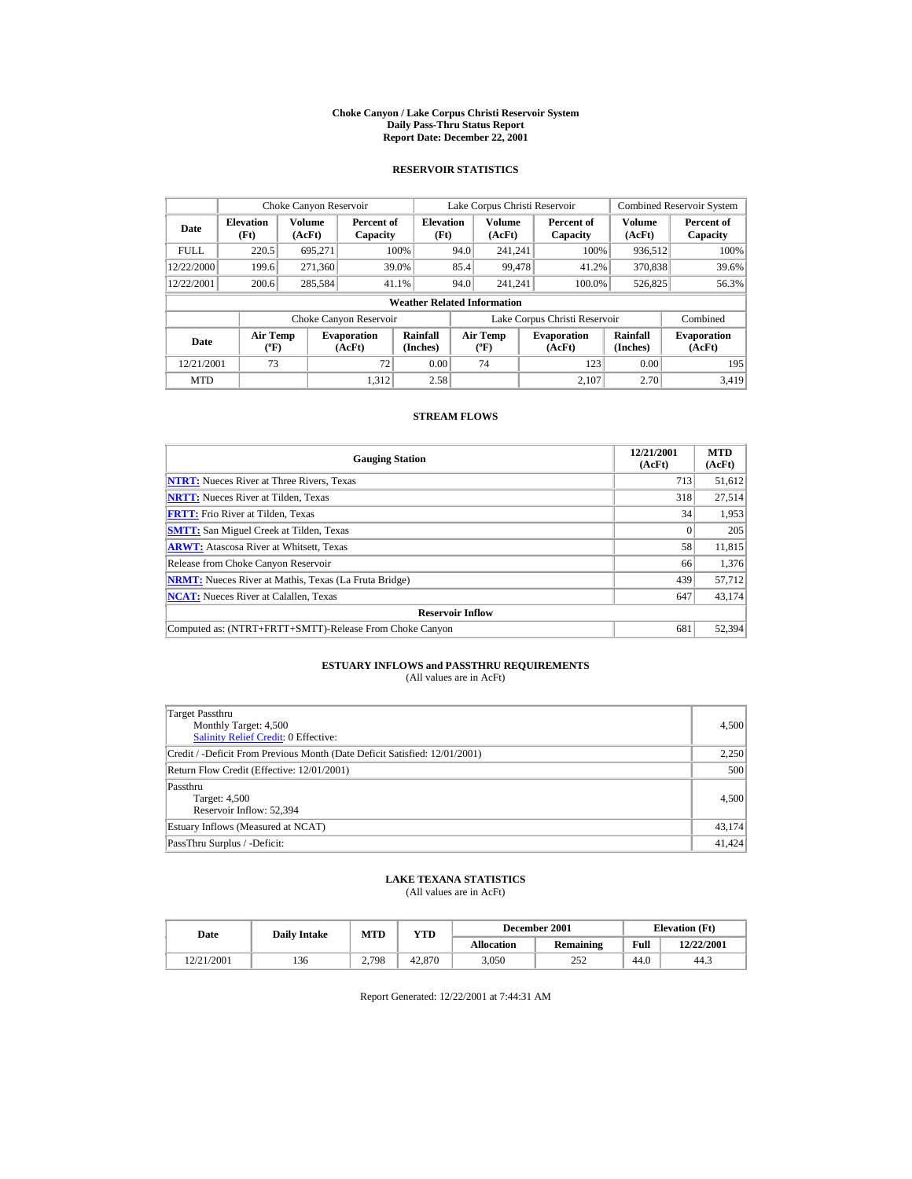# Choke Canyon / Lake Corpus Christi Reservoir System
## Daily Pass-Thru Status Report
## Report Date: December 22, 2001

### RESERVOIR STATISTICS

| | Choke Canyon Reservoir | | | Lake Corpus Christi Reservoir | | | Combined Reservoir System | |
|---|---|---|---|---|---|---|---|---|
| **Date** | **Elevation (Ft)** | **Volume (AcFt)** | **Percent of Capacity** | **Elevation (Ft)** | **Volume (AcFt)** | **Percent of Capacity** | **Volume (AcFt)** | **Percent of Capacity** |
| FULL | 220.5 | 695,271 | 100% | 94.0 | 241,241 | 100% | 936,512 | 100% |
| 12/22/2000 | 199.6 | 271,360 | 39.0% | 85.4 | 99,478 | 41.2% | 370,838 | 39.6% |
| 12/22/2001 | 200.6 | 285,584 | 41.1% | 94.0 | 241,241 | 100.0% | 526,825 | 56.3% |

**Weather Related Information**

| | Choke Canyon Reservoir | | | Lake Corpus Christi Reservoir | | | Combined |
|---|---|---|---|---|---|---|---|
| **Date** | **Air Temp (ºF)** | **Evaporation (AcFt)** | **Rainfall (Inches)** | **Air Temp (ºF)** | **Evaporation (AcFt)** | **Rainfall (Inches)** | **Evaporation (AcFt)** |
| 12/21/2001 | 73 | 72 | 0.00 | 74 | 123 | 0.00 | 195 |
| MTD | | 1,312 | 2.58 | | 2,107 | 2.70 | 3,419 |

### STREAM FLOWS

| Gauging Station | 12/21/2001 (AcFt) | MTD (AcFt) |
|---|---|---|
| NTRT: Nueces River at Three Rivers, Texas | 713 | 51,612 |
| NRTT: Nueces River at Tilden, Texas | 318 | 27,514 |
| FRTT: Frio River at Tilden, Texas | 34 | 1,953 |
| SMTT: San Miguel Creek at Tilden, Texas | 0 | 205 |
| ARWT: Atascosa River at Whitsett, Texas | 58 | 11,815 |
| Release from Choke Canyon Reservoir | 66 | 1,376 |
| NRMT: Nueces River at Mathis, Texas (La Fruta Bridge) | 439 | 57,712 |
| NCAT: Nueces River at Calallen, Texas | 647 | 43,174 |
| **Reservoir Inflow** | | |
| Computed as: (NTRT+FRTT+SMTT)-Release From Choke Canyon | 681 | 52,394 |

### ESTUARY INFLOWS and PASSTHRU REQUIREMENTS
(All values are in AcFt)

| | |
|---|---|
| Target Passthru<br>Monthly Target: 4,500<br>Salinity Relief Credit: 0 Effective: | 4,500 |
| Credit / -Deficit From Previous Month (Date Deficit Satisfied: 12/01/2001) | 2,250 |
| Return Flow Credit (Effective: 12/01/2001) | 500 |
| Passthru<br>Target: 4,500<br>Reservoir Inflow: 52,394 | 4,500 |
| Estuary Inflows (Measured at NCAT) | 43,174 |
| PassThru Surplus / -Deficit: | 41,424 |

### LAKE TEXANA STATISTICS
(All values are in AcFt)

| Date | Daily Intake | MTD | YTD | December 2001 | | Elevation (Ft) | |
|---|---|---|---|---|---|---|---|
| | | | | **Allocation** | **Remaining** | **Full** | **12/22/2001** |
| 12/21/2001 | 136 | 2,798 | 42,870 | 3,050 | 252 | 44.0 | 44.3 |

Report Generated: 12/22/2001 at 7:44:31 AM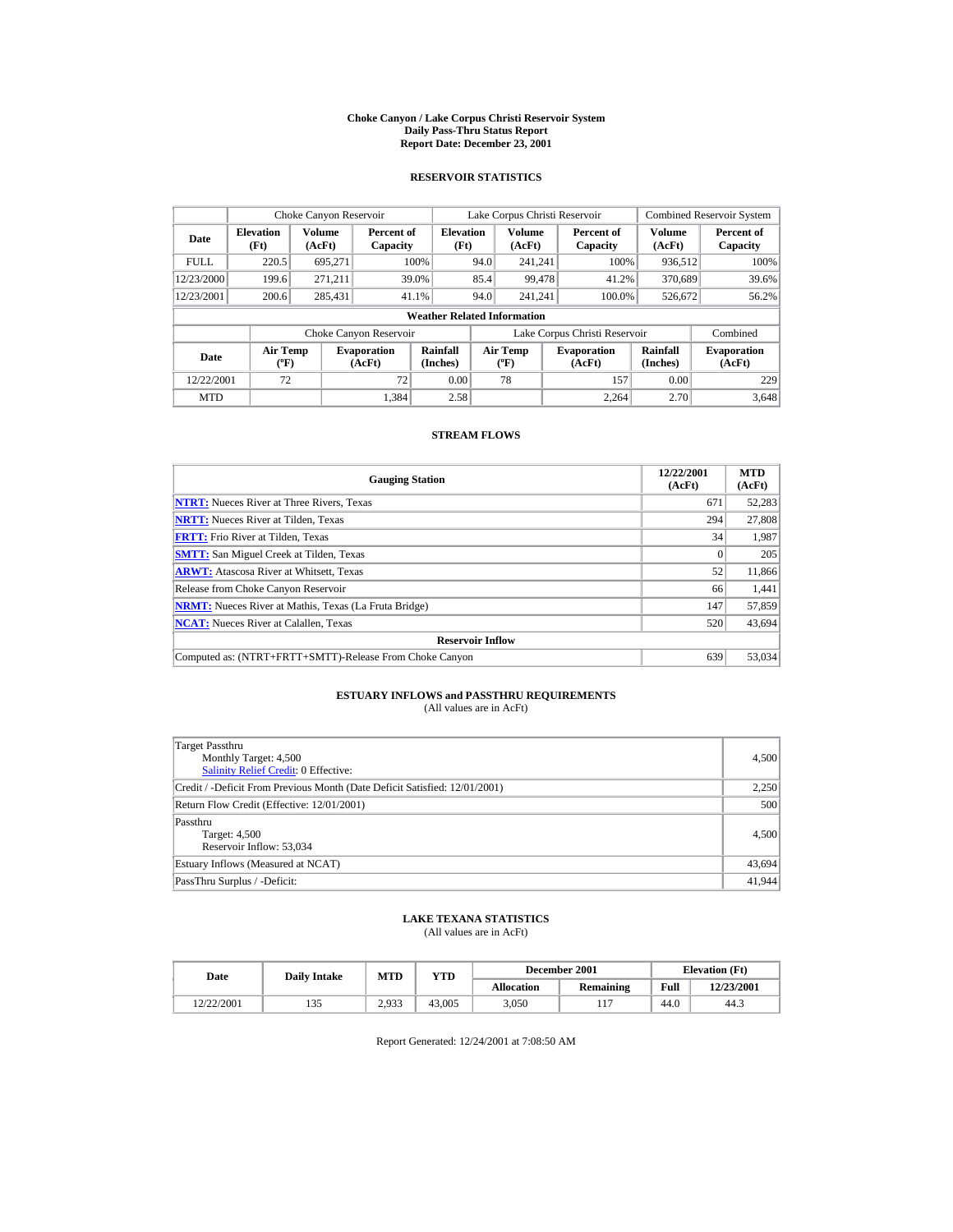# Choke Canyon / Lake Corpus Christi Reservoir System
## Daily Pass-Thru Status Report
## Report Date: December 23, 2001

### RESERVOIR STATISTICS

| Date | Choke Canyon Reservoir | | | Lake Corpus Christi Reservoir | | | Combined Reservoir System | |
|---|---|---|---|---|---|---|---|---|
| | Elevation (Ft) | Volume (AcFt) | Percent of Capacity | Elevation (Ft) | Volume (AcFt) | Percent of Capacity | Volume (AcFt) | Percent of Capacity |
| FULL | 220.5 | 695,271 | 100% | 94.0 | 241,241 | 100% | 936,512 | 100% |
| 12/23/2000 | 199.6 | 271,211 | 39.0% | 85.4 | 99,478 | 41.2% | 370,689 | 39.6% |
| 12/23/2001 | 200.6 | 285,431 | 41.1% | 94.0 | 241,241 | 100.0% | 526,672 | 56.2% |

**Weather Related Information**

| Date | Choke Canyon Reservoir | | | Lake Corpus Christi Reservoir | | | Combined |
|---|---|---|---|---|---|---|---|
| | Air Temp (ºF) | Evaporation (AcFt) | Rainfall (Inches) | Air Temp (ºF) | Evaporation (AcFt) | Rainfall (Inches) | Evaporation (AcFt) |
| 12/22/2001 | 72 | 72 | 0.00 | 78 | 157 | 0.00 | 229 |
| MTD | | 1,384 | 2.58 | | 2,264 | 2.70 | 3,648 |

### STREAM FLOWS

| Gauging Station | 12/22/2001 (AcFt) | MTD (AcFt) |
|---|---|---|
| NTRT: Nueces River at Three Rivers, Texas | 671 | 52,283 |
| NRTT: Nueces River at Tilden, Texas | 294 | 27,808 |
| FRTT: Frio River at Tilden, Texas | 34 | 1,987 |
| SMTT: San Miguel Creek at Tilden, Texas | 0 | 205 |
| ARWT: Atascosa River at Whitsett, Texas | 52 | 11,866 |
| Release from Choke Canyon Reservoir | 66 | 1,441 |
| NRMT: Nueces River at Mathis, Texas (La Fruta Bridge) | 147 | 57,859 |
| NCAT: Nueces River at Calallen, Texas | 520 | 43,694 |
| **Reservoir Inflow** | | |
| Computed as: (NTRT+FRTT+SMTT)-Release From Choke Canyon | 639 | 53,034 |

### ESTUARY INFLOWS and PASSTHRU REQUIREMENTS
(All values are in AcFt)

| | |
|---|---|
| Target Passthru<br>Monthly Target: 4,500<br>Salinity Relief Credit: 0 Effective: | 4,500 |
| Credit / -Deficit From Previous Month (Date Deficit Satisfied: 12/01/2001) | 2,250 |
| Return Flow Credit (Effective: 12/01/2001) | 500 |
| Passthru<br>Target: 4,500<br>Reservoir Inflow: 53,034 | 4,500 |
| Estuary Inflows (Measured at NCAT) | 43,694 |
| PassThru Surplus / -Deficit: | 41,944 |

### LAKE TEXANA STATISTICS
(All values are in AcFt)

| Date | Daily Intake | MTD | YTD | December 2001 | | Elevation (Ft) | |
|---|---|---|---|---|---|---|---|
| | | | | Allocation | Remaining | Full | 12/23/2001 |
| 12/22/2001 | 135 | 2,933 | 43,005 | 3,050 | 117 | 44.0 | 44.3 |

Report Generated: 12/24/2001 at 7:08:50 AM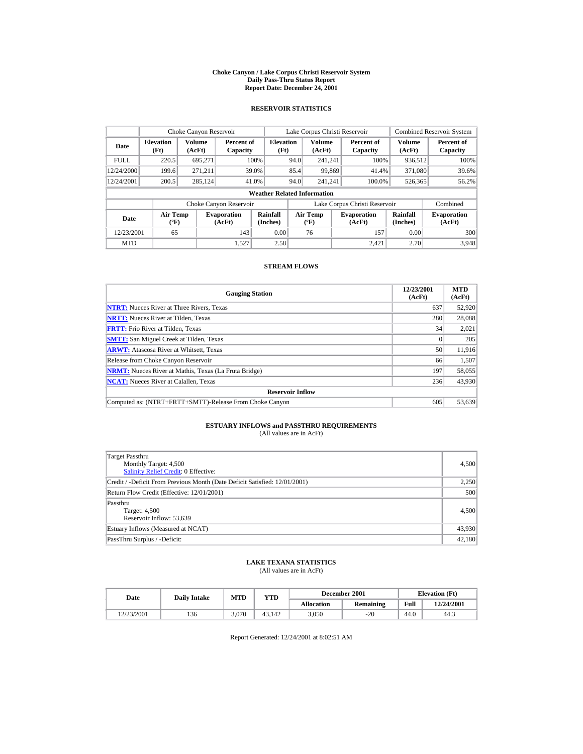# Choke Canyon / Lake Corpus Christi Reservoir System
## Daily Pass-Thru Status Report
## Report Date: December 24, 2001

### RESERVOIR STATISTICS

| Date | Choke Canyon Reservoir | | | Lake Corpus Christi Reservoir | | | Combined Reservoir System | |
|---|---|---|---|---|---|---|---|---|
| | Elevation (Ft) | Volume (AcFt) | Percent of Capacity | Elevation (Ft) | Volume (AcFt) | Percent of Capacity | Volume (AcFt) | Percent of Capacity |
| FULL | 220.5 | 695,271 | 100% | 94.0 | 241,241 | 100% | 936,512 | 100% |
| 12/24/2000 | 199.6 | 271,211 | 39.0% | 85.4 | 99,869 | 41.4% | 371,080 | 39.6% |
| 12/24/2001 | 200.5 | 285,124 | 41.0% | 94.0 | 241,241 | 100.0% | 526,365 | 56.2% |

**Weather Related Information**

| Date | Choke Canyon Reservoir | | | Lake Corpus Christi Reservoir | | | Combined |
|---|---|---|---|---|---|---|---|
| | Air Temp (ºF) | Evaporation (AcFt) | Rainfall (Inches) | Air Temp (ºF) | Evaporation (AcFt) | Rainfall (Inches) | Evaporation (AcFt) |
| 12/23/2001 | 65 | 143 | 0.00 | 76 | 157 | 0.00 | 300 |
| MTD | | 1,527 | 2.58 | | 2,421 | 2.70 | 3,948 |

### STREAM FLOWS

| Gauging Station | 12/23/2001 (AcFt) | MTD (AcFt) |
|---|---|---|
| NTRT: Nueces River at Three Rivers, Texas | 637 | 52,920 |
| NRTT: Nueces River at Tilden, Texas | 280 | 28,088 |
| FRTT: Frio River at Tilden, Texas | 34 | 2,021 |
| SMTT: San Miguel Creek at Tilden, Texas | 0 | 205 |
| ARWT: Atascosa River at Whitsett, Texas | 50 | 11,916 |
| Release from Choke Canyon Reservoir | 66 | 1,507 |
| NRMT: Nueces River at Mathis, Texas (La Fruta Bridge) | 197 | 58,055 |
| NCAT: Nueces River at Calallen, Texas | 236 | 43,930 |
| **Reservoir Inflow** | | |
| Computed as: (NTRT+FRTT+SMTT)-Release From Choke Canyon | 605 | 53,639 |

### ESTUARY INFLOWS and PASSTHRU REQUIREMENTS
(All values are in AcFt)

| | |
|---|---|
| Target Passthru<br>Monthly Target: 4,500<br>Salinity Relief Credit: 0 Effective: | 4,500 |
| Credit / -Deficit From Previous Month (Date Deficit Satisfied: 12/01/2001) | 2,250 |
| Return Flow Credit (Effective: 12/01/2001) | 500 |
| Passthru<br>Target: 4,500<br>Reservoir Inflow: 53,639 | 4,500 |
| Estuary Inflows (Measured at NCAT) | 43,930 |
| PassThru Surplus / -Deficit: | 42,180 |

### LAKE TEXANA STATISTICS
(All values are in AcFt)

| Date | Daily Intake | MTD | YTD | December 2001 | | Elevation (Ft) | |
|---|---|---|---|---|---|---|---|
| | | | | Allocation | Remaining | Full | 12/24/2001 |
| 12/23/2001 | 136 | 3,070 | 43,142 | 3,050 | -20 | 44.0 | 44.3 |

Report Generated: 12/24/2001 at 8:02:51 AM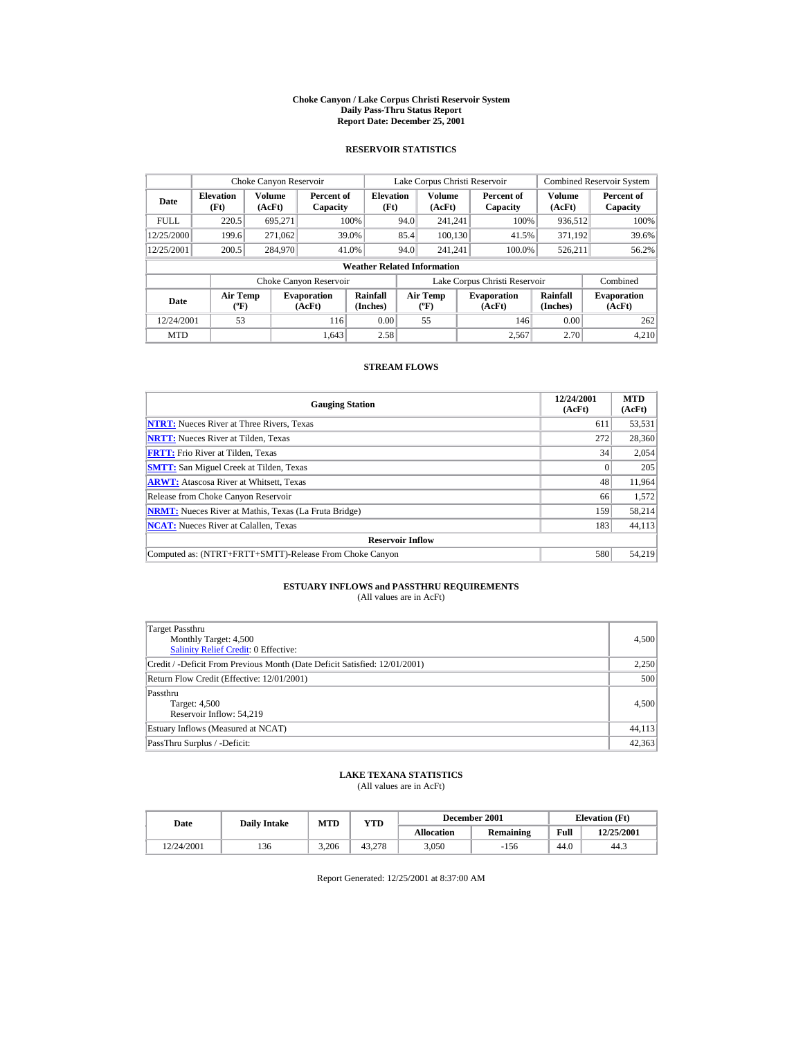# Choke Canyon / Lake Corpus Christi Reservoir System
## Daily Pass-Thru Status Report
## Report Date: December 25, 2001

### RESERVOIR STATISTICS

| | Choke Canyon Reservoir | | | Lake Corpus Christi Reservoir | | | Combined Reservoir System | |
|---|---|---|---|---|---|---|---|---|
| Date | Elevation (Ft) | Volume (AcFt) | Percent of Capacity | Elevation (Ft) | Volume (AcFt) | Percent of Capacity | Volume (AcFt) | Percent of Capacity |
| FULL | 220.5 | 695,271 | 100% | 94.0 | 241,241 | 100% | 936,512 | 100% |
| 12/25/2000 | 199.6 | 271,062 | 39.0% | 85.4 | 100,130 | 41.5% | 371,192 | 39.6% |
| 12/25/2001 | 200.5 | 284,970 | 41.0% | 94.0 | 241,241 | 100.0% | 526,211 | 56.2% |

**Weather Related Information**

| | Choke Canyon Reservoir | | | Lake Corpus Christi Reservoir | | | Combined |
|---|---|---|---|---|---|---|---|
| Date | Air Temp (ºF) | Evaporation (AcFt) | Rainfall (Inches) | Air Temp (ºF) | Evaporation (AcFt) | Rainfall (Inches) | Evaporation (AcFt) |
| 12/24/2001 | 53 | 116 | 0.00 | 55 | 146 | 0.00 | 262 |
| MTD | | 1,643 | 2.58 | | 2,567 | 2.70 | 4,210 |

### STREAM FLOWS

| Gauging Station | 12/24/2001 (AcFt) | MTD (AcFt) |
|---|---|---|
| NTRT: Nueces River at Three Rivers, Texas | 611 | 53,531 |
| NRTT: Nueces River at Tilden, Texas | 272 | 28,360 |
| FRTT: Frio River at Tilden, Texas | 34 | 2,054 |
| SMTT: San Miguel Creek at Tilden, Texas | 0 | 205 |
| ARWT: Atascosa River at Whitsett, Texas | 48 | 11,964 |
| Release from Choke Canyon Reservoir | 66 | 1,572 |
| NRMT: Nueces River at Mathis, Texas (La Fruta Bridge) | 159 | 58,214 |
| NCAT: Nueces River at Calallen, Texas | 183 | 44,113 |
| **Reservoir Inflow** | | |
| Computed as: (NTRT+FRTT+SMTT)-Release From Choke Canyon | 580 | 54,219 |

### ESTUARY INFLOWS and PASSTHRU REQUIREMENTS
(All values are in AcFt)

| | |
|---|---|
| Target Passthru<br>Monthly Target: 4,500<br>Salinity Relief Credit: 0 Effective: | 4,500 |
| Credit / -Deficit From Previous Month (Date Deficit Satisfied: 12/01/2001) | 2,250 |
| Return Flow Credit (Effective: 12/01/2001) | 500 |
| Passthru<br>Target: 4,500<br>Reservoir Inflow: 54,219 | 4,500 |
| Estuary Inflows (Measured at NCAT) | 44,113 |
| PassThru Surplus / -Deficit: | 42,363 |

### LAKE TEXANA STATISTICS
(All values are in AcFt)

| Date | Daily Intake | MTD | YTD | December 2001 | | Elevation (Ft) | |
|---|---|---|---|---|---|---|---|
| | | | | Allocation | Remaining | Full | 12/25/2001 |
| 12/24/2001 | 136 | 3,206 | 43,278 | 3,050 | -156 | 44.0 | 44.3 |

Report Generated: 12/25/2001 at 8:37:00 AM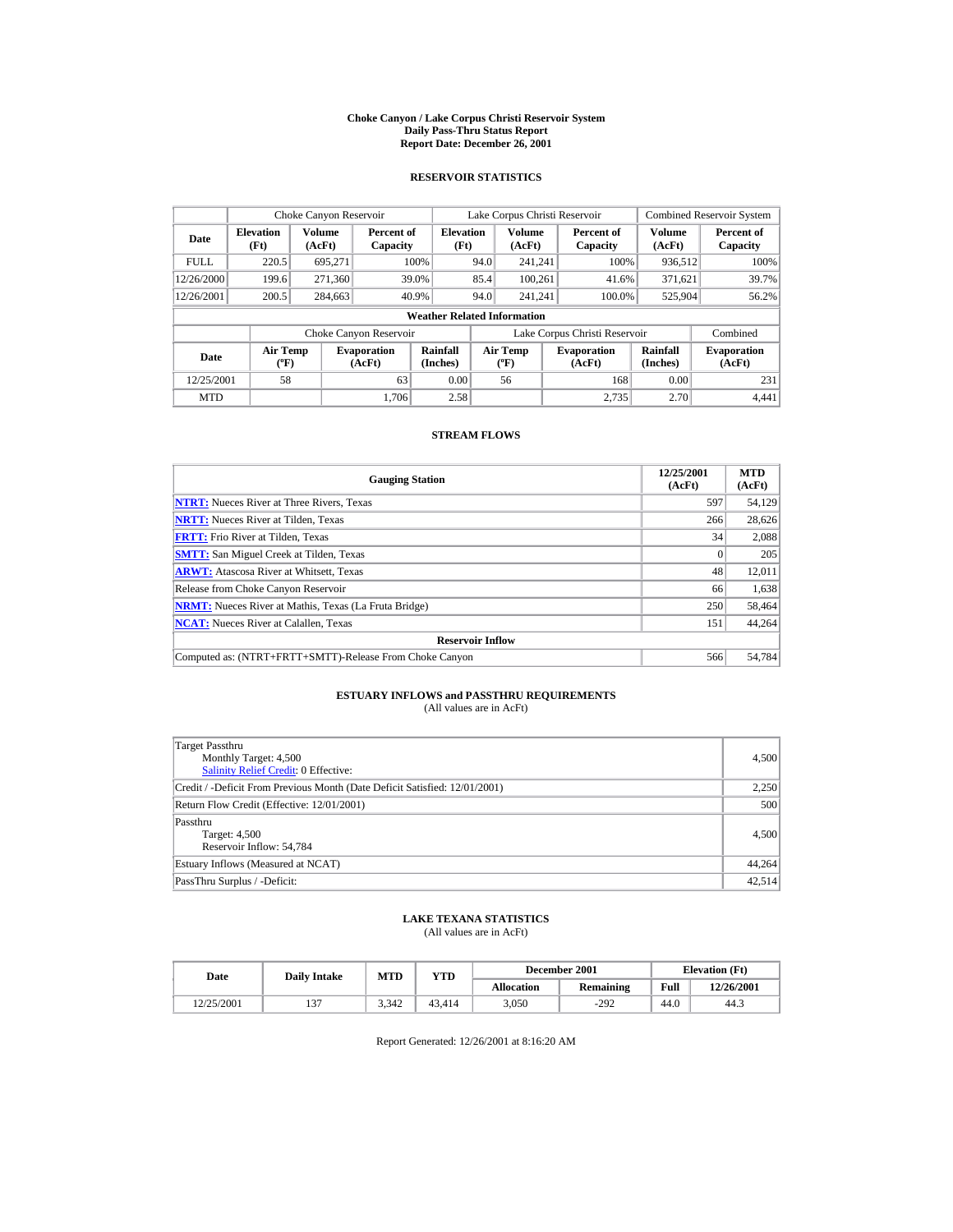# Choke Canyon / Lake Corpus Christi Reservoir System
## Daily Pass-Thru Status Report
## Report Date: December 26, 2001

### RESERVOIR STATISTICS

| | Choke Canyon Reservoir | | | Lake Corpus Christi Reservoir | | | Combined Reservoir System | |
|---|---|---|---|---|---|---|---|---|
| Date | Elevation (Ft) | Volume (AcFt) | Percent of Capacity | Elevation (Ft) | Volume (AcFt) | Percent of Capacity | Volume (AcFt) | Percent of Capacity |
| FULL | 220.5 | 695,271 | 100% | 94.0 | 241,241 | 100% | 936,512 | 100% |
| 12/26/2000 | 199.6 | 271,360 | 39.0% | 85.4 | 100,261 | 41.6% | 371,621 | 39.7% |
| 12/26/2001 | 200.5 | 284,663 | 40.9% | 94.0 | 241,241 | 100.0% | 525,904 | 56.2% |

**Weather Related Information**

| | Choke Canyon Reservoir | | | Lake Corpus Christi Reservoir | | | Combined |
|---|---|---|---|---|---|---|---|
| Date | Air Temp (ºF) | Evaporation (AcFt) | Rainfall (Inches) | Air Temp (ºF) | Evaporation (AcFt) | Rainfall (Inches) | Evaporation (AcFt) |
| 12/25/2001 | 58 | 63 | 0.00 | 56 | 168 | 0.00 | 231 |
| MTD | | 1,706 | 2.58 | | 2,735 | 2.70 | 4,441 |

### STREAM FLOWS

| Gauging Station | 12/25/2001 (AcFt) | MTD (AcFt) |
|---|---|---|
| NTRT: Nueces River at Three Rivers, Texas | 597 | 54,129 |
| NRTT: Nueces River at Tilden, Texas | 266 | 28,626 |
| FRTT: Frio River at Tilden, Texas | 34 | 2,088 |
| SMTT: San Miguel Creek at Tilden, Texas | 0 | 205 |
| ARWT: Atascosa River at Whitsett, Texas | 48 | 12,011 |
| Release from Choke Canyon Reservoir | 66 | 1,638 |
| NRMT: Nueces River at Mathis, Texas (La Fruta Bridge) | 250 | 58,464 |
| NCAT: Nueces River at Calallen, Texas | 151 | 44,264 |
| **Reservoir Inflow** | | |
| Computed as: (NTRT+FRTT+SMTT)-Release From Choke Canyon | 566 | 54,784 |

### ESTUARY INFLOWS and PASSTHRU REQUIREMENTS
(All values are in AcFt)

| | |
|---|---|
| Target Passthru<br>Monthly Target: 4,500<br>Salinity Relief Credit: 0 Effective: | 4,500 |
| Credit / -Deficit From Previous Month (Date Deficit Satisfied: 12/01/2001) | 2,250 |
| Return Flow Credit (Effective: 12/01/2001) | 500 |
| Passthru<br>Target: 4,500<br>Reservoir Inflow: 54,784 | 4,500 |
| Estuary Inflows (Measured at NCAT) | 44,264 |
| PassThru Surplus / -Deficit: | 42,514 |

### LAKE TEXANA STATISTICS
(All values are in AcFt)

| Date | Daily Intake | MTD | YTD | December 2001 | | Elevation (Ft) | |
|---|---|---|---|---|---|---|---|
| | | | | Allocation | Remaining | Full | 12/26/2001 |
| 12/25/2001 | 137 | 3,342 | 43,414 | 3,050 | -292 | 44.0 | 44.3 |

Report Generated: 12/26/2001 at 8:16:20 AM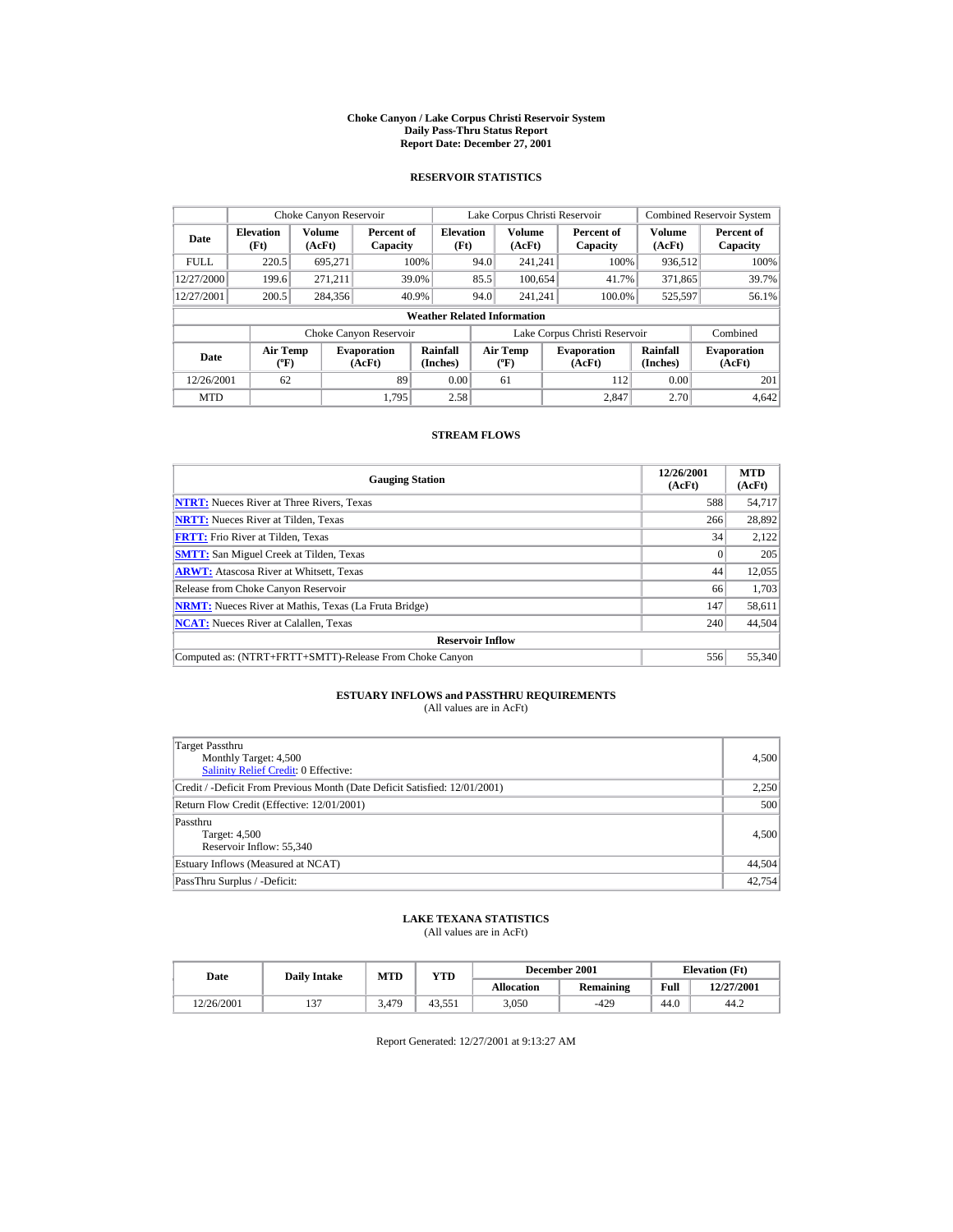# Choke Canyon / Lake Corpus Christi Reservoir System
## Daily Pass-Thru Status Report
## Report Date: December 27, 2001

### RESERVOIR STATISTICS

| | Choke Canyon Reservoir | | | Lake Corpus Christi Reservoir | | | Combined Reservoir System | |
|---|---|---|---|---|---|---|---|---|
| **Date** | **Elevation (Ft)** | **Volume (AcFt)** | **Percent of Capacity** | **Elevation (Ft)** | **Volume (AcFt)** | **Percent of Capacity** | **Volume (AcFt)** | **Percent of Capacity** |
| FULL | 220.5 | 695,271 | 100% | 94.0 | 241,241 | 100% | 936,512 | 100% |
| 12/27/2000 | 199.6 | 271,211 | 39.0% | 85.5 | 100,654 | 41.7% | 371,865 | 39.7% |
| 12/27/2001 | 200.5 | 284,356 | 40.9% | 94.0 | 241,241 | 100.0% | 525,597 | 56.1% |

**Weather Related Information**

| | Choke Canyon Reservoir | | | Lake Corpus Christi Reservoir | | | Combined |
|---|---|---|---|---|---|---|---|
| **Date** | **Air Temp (ºF)** | **Evaporation (AcFt)** | **Rainfall (Inches)** | **Air Temp (ºF)** | **Evaporation (AcFt)** | **Rainfall (Inches)** | **Evaporation (AcFt)** |
| 12/26/2001 | 62 | 89 | 0.00 | 61 | 112 | 0.00 | 201 |
| MTD | | 1,795 | 2.58 | | 2,847 | 2.70 | 4,642 |

### STREAM FLOWS

| Gauging Station | 12/26/2001 (AcFt) | MTD (AcFt) |
|---|---|---|
| NTRT: Nueces River at Three Rivers, Texas | 588 | 54,717 |
| NRTT: Nueces River at Tilden, Texas | 266 | 28,892 |
| FRTT: Frio River at Tilden, Texas | 34 | 2,122 |
| SMTT: San Miguel Creek at Tilden, Texas | 0 | 205 |
| ARWT: Atascosa River at Whitsett, Texas | 44 | 12,055 |
| Release from Choke Canyon Reservoir | 66 | 1,703 |
| NRMT: Nueces River at Mathis, Texas (La Fruta Bridge) | 147 | 58,611 |
| NCAT: Nueces River at Calallen, Texas | 240 | 44,504 |
| **Reservoir Inflow** | | |
| Computed as: (NTRT+FRTT+SMTT)-Release From Choke Canyon | 556 | 55,340 |

### ESTUARY INFLOWS and PASSTHRU REQUIREMENTS
(All values are in AcFt)

| | |
|---|---|
| Target Passthru<br>Monthly Target: 4,500<br>Salinity Relief Credit: 0 Effective: | 4,500 |
| Credit / -Deficit From Previous Month (Date Deficit Satisfied: 12/01/2001) | 2,250 |
| Return Flow Credit (Effective: 12/01/2001) | 500 |
| Passthru<br>Target: 4,500<br>Reservoir Inflow: 55,340 | 4,500 |
| Estuary Inflows (Measured at NCAT) | 44,504 |
| PassThru Surplus / -Deficit: | 42,754 |

### LAKE TEXANA STATISTICS
(All values are in AcFt)

| Date | Daily Intake | MTD | YTD | December 2001 | | Elevation (Ft) | |
|---|---|---|---|---|---|---|---|
| | | | | **Allocation** | **Remaining** | **Full** | **12/27/2001** |
| 12/26/2001 | 137 | 3,479 | 43,551 | 3,050 | -429 | 44.0 | 44.2 |

Report Generated: 12/27/2001 at 9:13:27 AM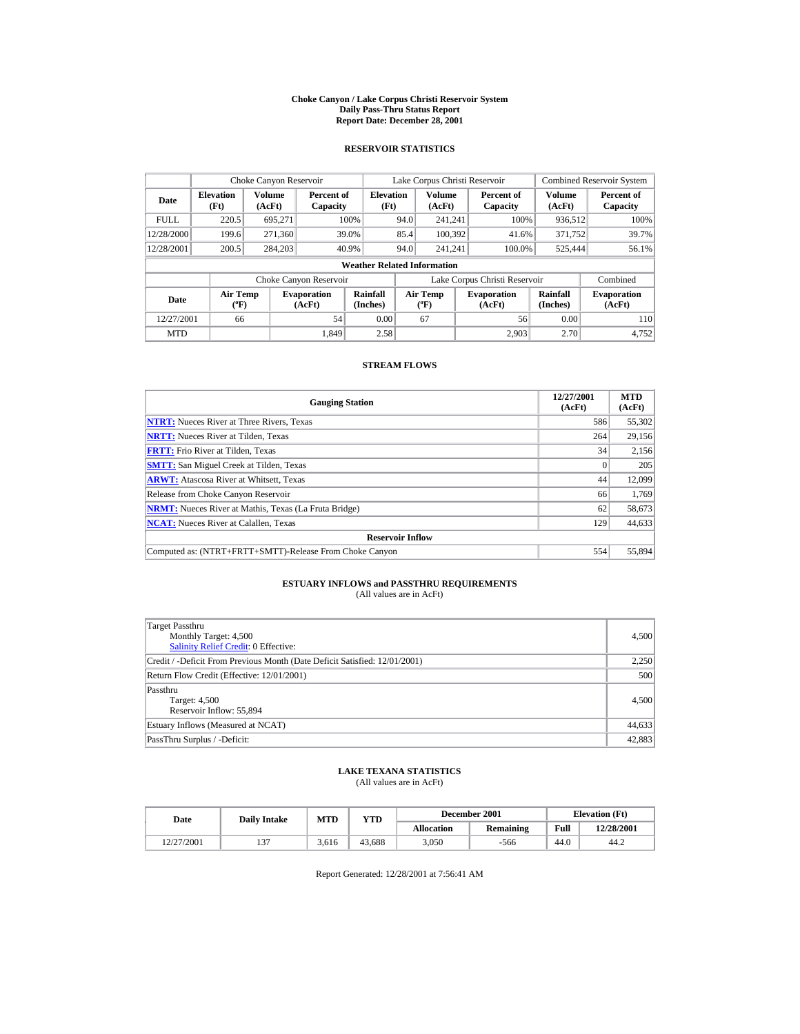# Choke Canyon / Lake Corpus Christi Reservoir System
## Daily Pass-Thru Status Report
## Report Date: December 28, 2001

### RESERVOIR STATISTICS

| Date | Choke Canyon Reservoir | | | Lake Corpus Christi Reservoir | | | Combined Reservoir System | |
|---|---|---|---|---|---|---|---|---|
| | Elevation (Ft) | Volume (AcFt) | Percent of Capacity | Elevation (Ft) | Volume (AcFt) | Percent of Capacity | Volume (AcFt) | Percent of Capacity |
| FULL | 220.5 | 695,271 | 100% | 94.0 | 241,241 | 100% | 936,512 | 100% |
| 12/28/2000 | 199.6 | 271,360 | 39.0% | 85.4 | 100,392 | 41.6% | 371,752 | 39.7% |
| 12/28/2001 | 200.5 | 284,203 | 40.9% | 94.0 | 241,241 | 100.0% | 525,444 | 56.1% |

**Weather Related Information**

| Date | Choke Canyon Reservoir | | | Lake Corpus Christi Reservoir | | | Combined |
|---|---|---|---|---|---|---|---|
| | Air Temp (ºF) | Evaporation (AcFt) | Rainfall (Inches) | Air Temp (ºF) | Evaporation (AcFt) | Rainfall (Inches) | Evaporation (AcFt) |
| 12/27/2001 | 66 | 54 | 0.00 | 67 | 56 | 0.00 | 110 |
| MTD | | 1,849 | 2.58 | | 2,903 | 2.70 | 4,752 |

### STREAM FLOWS

| Gauging Station | 12/27/2001 (AcFt) | MTD (AcFt) |
|---|---|---|
| NTRT: Nueces River at Three Rivers, Texas | 586 | 55,302 |
| NRTT: Nueces River at Tilden, Texas | 264 | 29,156 |
| FRTT: Frio River at Tilden, Texas | 34 | 2,156 |
| SMTT: San Miguel Creek at Tilden, Texas | 0 | 205 |
| ARWT: Atascosa River at Whitsett, Texas | 44 | 12,099 |
| Release from Choke Canyon Reservoir | 66 | 1,769 |
| NRMT: Nueces River at Mathis, Texas (La Fruta Bridge) | 62 | 58,673 |
| NCAT: Nueces River at Calallen, Texas | 129 | 44,633 |
| **Reservoir Inflow** | | |
| Computed as: (NTRT+FRTT+SMTT)-Release From Choke Canyon | 554 | 55,894 |

### ESTUARY INFLOWS and PASSTHRU REQUIREMENTS
(All values are in AcFt)

| | |
|---|---|
| Target Passthru<br>Monthly Target: 4,500<br>Salinity Relief Credit: 0 Effective: | 4,500 |
| Credit / -Deficit From Previous Month (Date Deficit Satisfied: 12/01/2001) | 2,250 |
| Return Flow Credit (Effective: 12/01/2001) | 500 |
| Passthru<br>Target: 4,500<br>Reservoir Inflow: 55,894 | 4,500 |
| Estuary Inflows (Measured at NCAT) | 44,633 |
| PassThru Surplus / -Deficit: | 42,883 |

### LAKE TEXANA STATISTICS
(All values are in AcFt)

| Date | Daily Intake | MTD | YTD | December 2001 | | Elevation (Ft) | |
|---|---|---|---|---|---|---|---|
| | | | | Allocation | Remaining | Full | 12/28/2001 |
| 12/27/2001 | 137 | 3,616 | 43,688 | 3,050 | -566 | 44.0 | 44.2 |

Report Generated: 12/28/2001 at 7:56:41 AM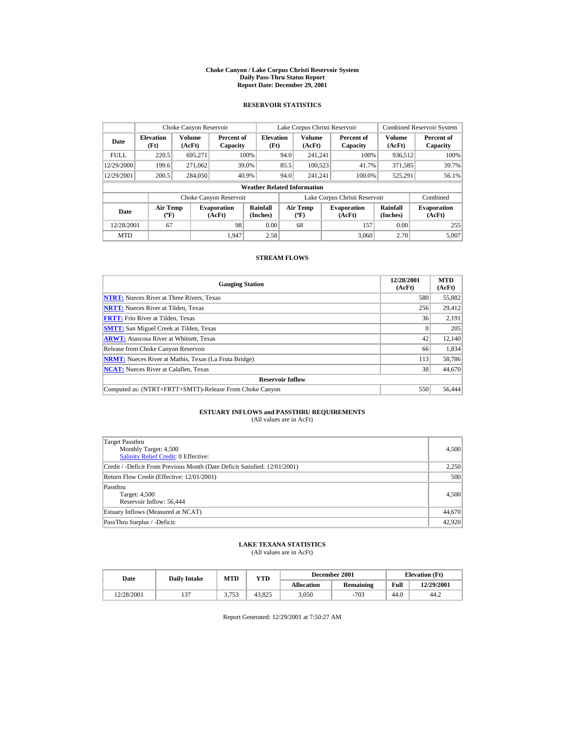# Choke Canyon / Lake Corpus Christi Reservoir System
## Daily Pass-Thru Status Report
### Report Date: December 29, 2001

## RESERVOIR STATISTICS

| | Choke Canyon Reservoir | | | Lake Corpus Christi Reservoir | | | Combined Reservoir System | |
|---|---|---|---|---|---|---|---|---|
| **Date** | **Elevation (Ft)** | **Volume (AcFt)** | **Percent of Capacity** | **Elevation (Ft)** | **Volume (AcFt)** | **Percent of Capacity** | **Volume (AcFt)** | **Percent of Capacity** |
| FULL | 220.5 | 695,271 | 100% | 94.0 | 241,241 | 100% | 936,512 | 100% |
| 12/29/2000 | 199.6 | 271,062 | 39.0% | 85.5 | 100,523 | 41.7% | 371,585 | 39.7% |
| 12/29/2001 | 200.5 | 284,050 | 40.9% | 94.0 | 241,241 | 100.0% | 525,291 | 56.1% |

**Weather Related Information**

| | Choke Canyon Reservoir | | | Lake Corpus Christi Reservoir | | | Combined |
|---|---|---|---|---|---|---|---|
| **Date** | **Air Temp (ºF)** | **Evaporation (AcFt)** | **Rainfall (Inches)** | **Air Temp (ºF)** | **Evaporation (AcFt)** | **Rainfall (Inches)** | **Evaporation (AcFt)** |
| 12/28/2001 | 67 | 98 | 0.00 | 68 | 157 | 0.00 | 255 |
| MTD | | 1,947 | 2.58 | | 3,060 | 2.70 | 5,007 |

## STREAM FLOWS

| Gauging Station | 12/28/2001 (AcFt) | MTD (AcFt) |
|---|---|---|
| **NTRT:** Nueces River at Three Rivers, Texas | 580 | 55,882 |
| **NRTT:** Nueces River at Tilden, Texas | 256 | 29,412 |
| **FRTT:** Frio River at Tilden, Texas | 36 | 2,191 |
| **SMTT:** San Miguel Creek at Tilden, Texas | 0 | 205 |
| **ARWT:** Atascosa River at Whitsett, Texas | 42 | 12,140 |
| Release from Choke Canyon Reservoir | 66 | 1,834 |
| **NRMT:** Nueces River at Mathis, Texas (La Fruta Bridge) | 113 | 58,786 |
| **NCAT:** Nueces River at Calallen, Texas | 38 | 44,670 |
| **Reservoir Inflow** | | |
| Computed as: (NTRT+FRTT+SMTT)-Release From Choke Canyon | 550 | 56,444 |

## ESTUARY INFLOWS and PASSTHRU REQUIREMENTS
(All values are in AcFt)

| | |
|---|---|
| Target Passthru<br>Monthly Target: 4,500<br>Salinity Relief Credit: 0 Effective: | 4,500 |
| Credit / -Deficit From Previous Month (Date Deficit Satisfied: 12/01/2001) | 2,250 |
| Return Flow Credit (Effective: 12/01/2001) | 500 |
| Passthru<br>Target: 4,500<br>Reservoir Inflow: 56,444 | 4,500 |
| Estuary Inflows (Measured at NCAT) | 44,670 |
| PassThru Surplus / -Deficit: | 42,920 |

## LAKE TEXANA STATISTICS
(All values are in AcFt)

| Date | Daily Intake | MTD | YTD | December 2001 | | Elevation (Ft) | |
|---|---|---|---|---|---|---|---|
| | | | | **Allocation** | **Remaining** | **Full** | **12/29/2001** |
| 12/28/2001 | 137 | 3,753 | 43,825 | 3,050 | -703 | 44.0 | 44.2 |

Report Generated: 12/29/2001 at 7:50:27 AM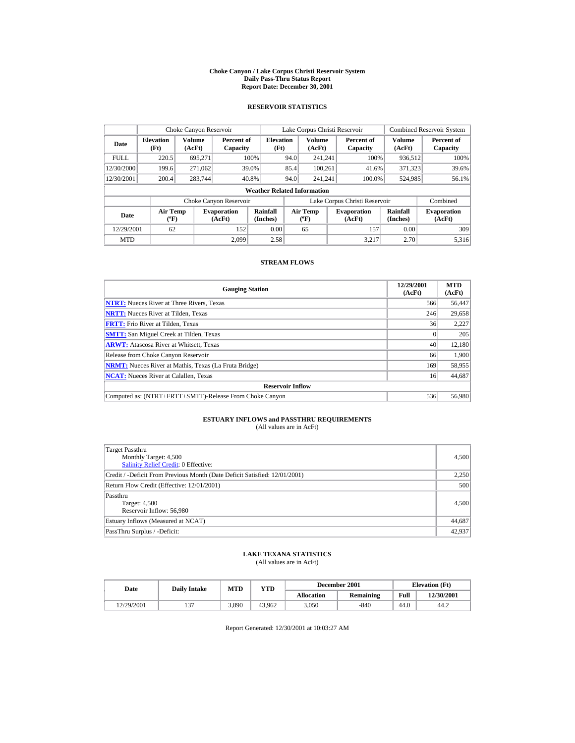# Choke Canyon / Lake Corpus Christi Reservoir System
## Daily Pass-Thru Status Report
## Report Date: December 30, 2001

### RESERVOIR STATISTICS

| Date | Choke Canyon Reservoir | | | Lake Corpus Christi Reservoir | | | Combined Reservoir System | |
|---|---|---|---|---|---|---|---|---|
| | Elevation (Ft) | Volume (AcFt) | Percent of Capacity | Elevation (Ft) | Volume (AcFt) | Percent of Capacity | Volume (AcFt) | Percent of Capacity |
| FULL | 220.5 | 695,271 | 100% | 94.0 | 241,241 | 100% | 936,512 | 100% |
| 12/30/2000 | 199.6 | 271,062 | 39.0% | 85.4 | 100,261 | 41.6% | 371,323 | 39.6% |
| 12/30/2001 | 200.4 | 283,744 | 40.8% | 94.0 | 241,241 | 100.0% | 524,985 | 56.1% |

**Weather Related Information**

| Date | Choke Canyon Reservoir | | | Lake Corpus Christi Reservoir | | | Combined |
|---|---|---|---|---|---|---|---|
| | Air Temp (ºF) | Evaporation (AcFt) | Rainfall (Inches) | Air Temp (ºF) | Evaporation (AcFt) | Rainfall (Inches) | Evaporation (AcFt) |
| 12/29/2001 | 62 | 152 | 0.00 | 65 | 157 | 0.00 | 309 |
| MTD | | 2,099 | 2.58 | | 3,217 | 2.70 | 5,316 |

### STREAM FLOWS

| Gauging Station | 12/29/2001 (AcFt) | MTD (AcFt) |
|---|---|---|
| NTRT: Nueces River at Three Rivers, Texas | 566 | 56,447 |
| NRTT: Nueces River at Tilden, Texas | 246 | 29,658 |
| FRTT: Frio River at Tilden, Texas | 36 | 2,227 |
| SMTT: San Miguel Creek at Tilden, Texas | 0 | 205 |
| ARWT: Atascosa River at Whitsett, Texas | 40 | 12,180 |
| Release from Choke Canyon Reservoir | 66 | 1,900 |
| NRMT: Nueces River at Mathis, Texas (La Fruta Bridge) | 169 | 58,955 |
| NCAT: Nueces River at Calallen, Texas | 16 | 44,687 |
| **Reservoir Inflow** | | |
| Computed as: (NTRT+FRTT+SMTT)-Release From Choke Canyon | 536 | 56,980 |

### ESTUARY INFLOWS and PASSTHRU REQUIREMENTS
(All values are in AcFt)

| | |
|---|---|
| Target Passthru<br>Monthly Target: 4,500<br>Salinity Relief Credit: 0 Effective: | 4,500 |
| Credit / -Deficit From Previous Month (Date Deficit Satisfied: 12/01/2001) | 2,250 |
| Return Flow Credit (Effective: 12/01/2001) | 500 |
| Passthru<br>Target: 4,500<br>Reservoir Inflow: 56,980 | 4,500 |
| Estuary Inflows (Measured at NCAT) | 44,687 |
| PassThru Surplus / -Deficit: | 42,937 |

### LAKE TEXANA STATISTICS
(All values are in AcFt)

| Date | Daily Intake | MTD | YTD | December 2001 | | Elevation (Ft) | |
|---|---|---|---|---|---|---|---|
| | | | | Allocation | Remaining | Full | 12/30/2001 |
| 12/29/2001 | 137 | 3,890 | 43,962 | 3,050 | -840 | 44.0 | 44.2 |

Report Generated: 12/30/2001 at 10:03:27 AM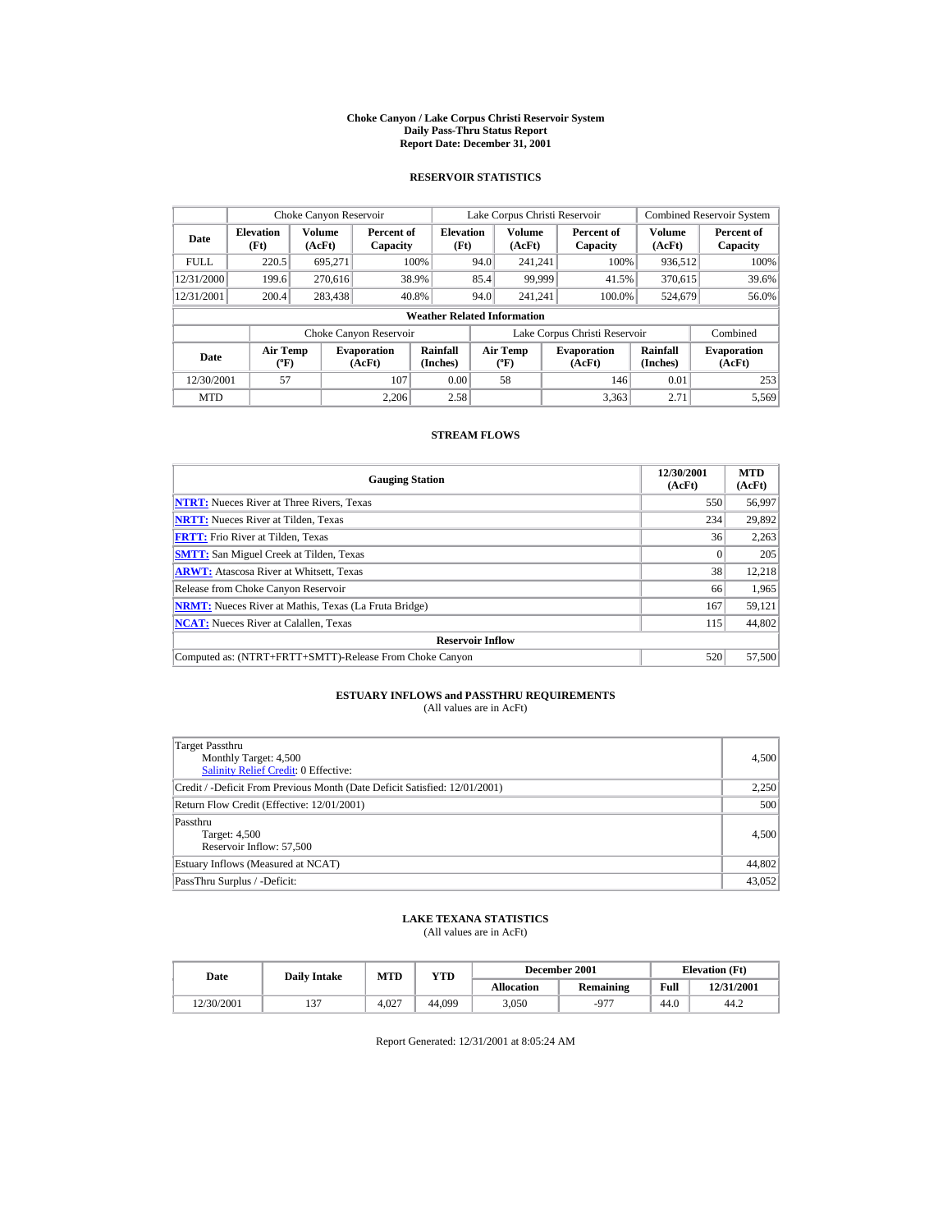# Choke Canyon / Lake Corpus Christi Reservoir System
## Daily Pass-Thru Status Report
## Report Date: December 31, 2001

### RESERVOIR STATISTICS

| | Choke Canyon Reservoir | | | Lake Corpus Christi Reservoir | | | Combined Reservoir System | |
|---|---|---|---|---|---|---|---|---|
| **Date** | **Elevation (Ft)** | **Volume (AcFt)** | **Percent of Capacity** | **Elevation (Ft)** | **Volume (AcFt)** | **Percent of Capacity** | **Volume (AcFt)** | **Percent of Capacity** |
| FULL | 220.5 | 695,271 | 100% | 94.0 | 241,241 | 100% | 936,512 | 100% |
| 12/31/2000 | 199.6 | 270,616 | 38.9% | 85.4 | 99,999 | 41.5% | 370,615 | 39.6% |
| 12/31/2001 | 200.4 | 283,438 | 40.8% | 94.0 | 241,241 | 100.0% | 524,679 | 56.0% |

**Weather Related Information**

| | Choke Canyon Reservoir | | | Lake Corpus Christi Reservoir | | | Combined |
|---|---|---|---|---|---|---|---|
| **Date** | **Air Temp (ºF)** | **Evaporation (AcFt)** | **Rainfall (Inches)** | **Air Temp (ºF)** | **Evaporation (AcFt)** | **Rainfall (Inches)** | **Evaporation (AcFt)** |
| 12/30/2001 | 57 | 107 | 0.00 | 58 | 146 | 0.01 | 253 |
| MTD | | 2,206 | 2.58 | | 3,363 | 2.71 | 5,569 |

### STREAM FLOWS

| Gauging Station | 12/30/2001 (AcFt) | MTD (AcFt) |
|---|---|---|
| **NTRT:** Nueces River at Three Rivers, Texas | 550 | 56,997 |
| **NRTT:** Nueces River at Tilden, Texas | 234 | 29,892 |
| **FRTT:** Frio River at Tilden, Texas | 36 | 2,263 |
| **SMTT:** San Miguel Creek at Tilden, Texas | 0 | 205 |
| **ARWT:** Atascosa River at Whitsett, Texas | 38 | 12,218 |
| Release from Choke Canyon Reservoir | 66 | 1,965 |
| **NRMT:** Nueces River at Mathis, Texas (La Fruta Bridge) | 167 | 59,121 |
| **NCAT:** Nueces River at Calallen, Texas | 115 | 44,802 |
| **Reservoir Inflow** | | |
| Computed as: (NTRT+FRTT+SMTT)-Release From Choke Canyon | 520 | 57,500 |

### ESTUARY INFLOWS and PASSTHRU REQUIREMENTS
(All values are in AcFt)

| | |
|---|---|
| Target Passthru<br>Monthly Target: 4,500<br>Salinity Relief Credit: 0 Effective: | 4,500 |
| Credit / -Deficit From Previous Month (Date Deficit Satisfied: 12/01/2001) | 2,250 |
| Return Flow Credit (Effective: 12/01/2001) | 500 |
| Passthru<br>Target: 4,500<br>Reservoir Inflow: 57,500 | 4,500 |
| Estuary Inflows (Measured at NCAT) | 44,802 |
| PassThru Surplus / -Deficit: | 43,052 |

### LAKE TEXANA STATISTICS
(All values are in AcFt)

| Date | Daily Intake | MTD | YTD | December 2001 | | Elevation (Ft) | |
|---|---|---|---|---|---|---|---|
| | | | | **Allocation** | **Remaining** | **Full** | **12/31/2001** |
| 12/30/2001 | 137 | 4,027 | 44,099 | 3,050 | -977 | 44.0 | 44.2 |

Report Generated: 12/31/2001 at 8:05:24 AM